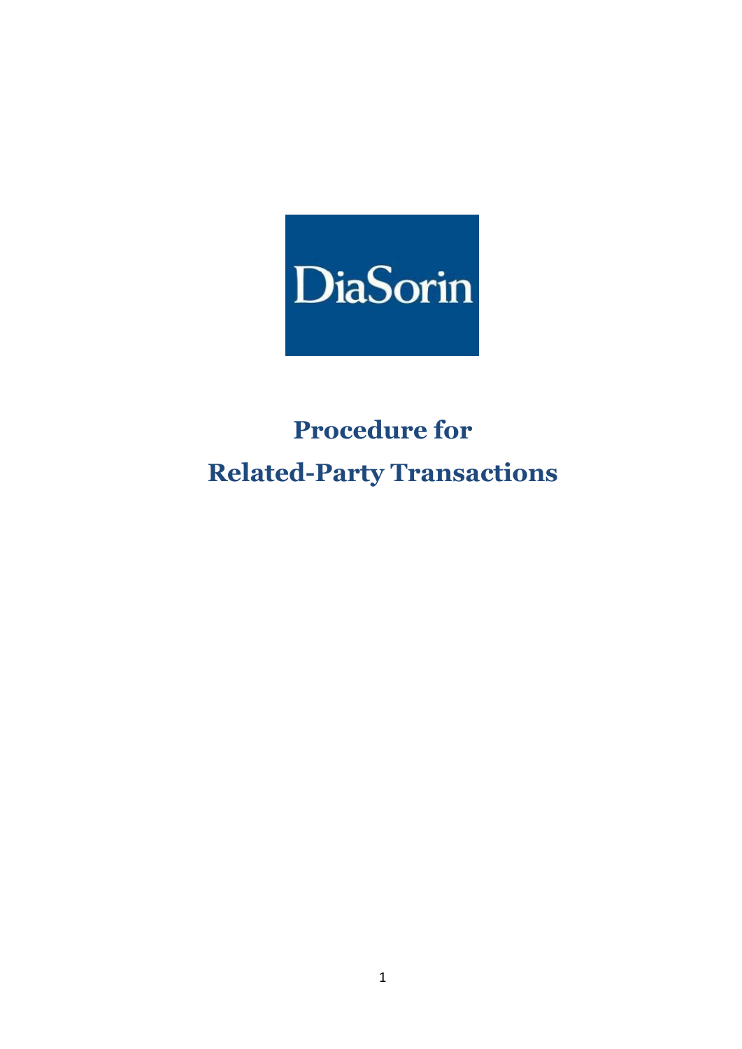DiaSorin

# Procedure for Related-Party Transactions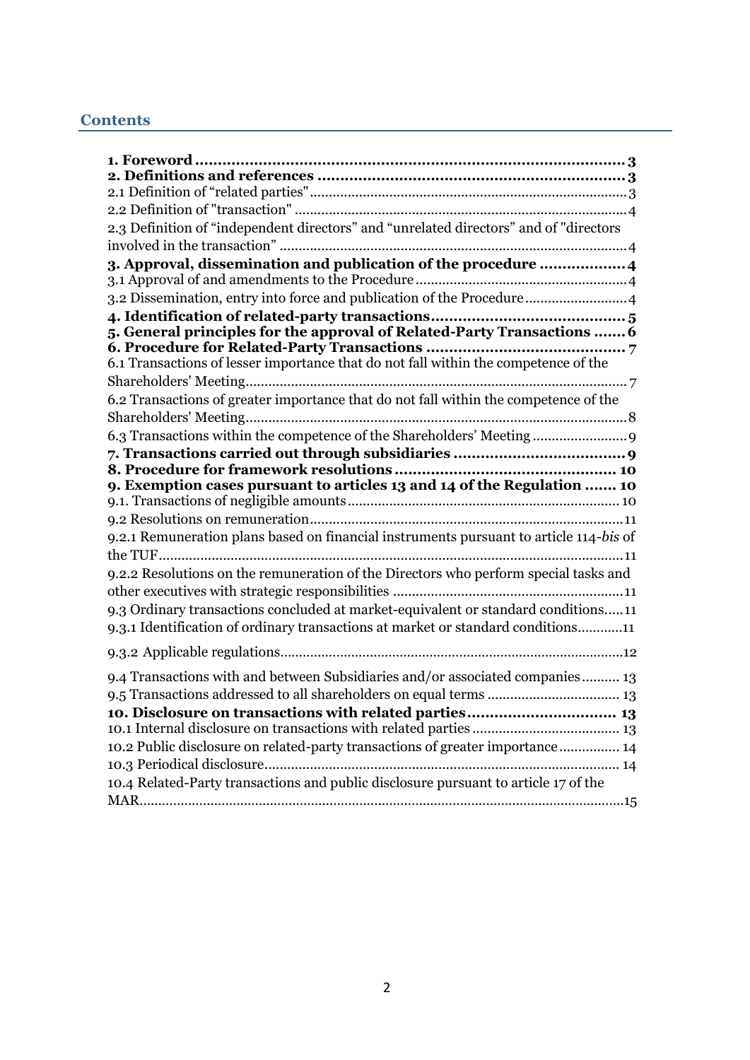## Contents

**1. Foreword ........................................................................................ 3**
**2. Definitions and references ................................................................ 3**
2.1 Definition of “related parties" ............................................................. 3
2.2 Definition of "transaction" ................................................................. 4
2.3 Definition of “independent directors” and “unrelated directors” and of "directors involved in the transaction” ........................................................................ 4
**3. Approval, dissemination and publication of the procedure .................. 4**
3.1 Approval of and amendments to the Procedure .................................. 4
3.2 Dissemination, entry into force and publication of the Procedure .......... 4
**4. Identification of related-party transactions ...................................... 5**
**5. General principles for the approval of Related-Party Transactions ....... 6**
**6. Procedure for Related-Party Transactions ........................................ 7**
6.1 Transactions of lesser importance that do not fall within the competence of the Shareholders' Meeting .......................................................................... 7
6.2 Transactions of greater importance that do not fall within the competence of the Shareholders' Meeting .......................................................................... 8
6.3 Transactions within the competence of the Shareholders’ Meeting ......... 9
**7. Transactions carried out through subsidiaries .................................... 9**
**8. Procedure for framework resolutions ................................................ 10**
**9. Exemption cases pursuant to articles 13 and 14 of the Regulation ....... 10**
9.1. Transactions of negligible amounts .................................................. 10
9.2 Resolutions on remuneration ............................................................ 11
9.2.1 Remuneration plans based on financial instruments pursuant to article 114-*bis* of the TUF ........................................................................................ 11
9.2.2 Resolutions on the remuneration of the Directors who perform special tasks and other executives with strategic responsibilities ......................................... 11
9.3 Ordinary transactions concluded at market-equivalent or standard conditions ..... 11
9.3.1 Identification of ordinary transactions at market or standard conditions ........... 11
9.3.2 Applicable regulations ..................................................................... 12
9.4 Transactions with and between Subsidiaries and/or associated companies .......... 13
9.5 Transactions addressed to all shareholders on equal terms ........................ 13
**10. Disclosure on transactions with related parties ................................. 13**
10.1 Internal disclosure on transactions with related parties ....................... 13
10.2 Public disclosure on related-party transactions of greater importance ......... 14
10.3 Periodical disclosure ...................................................................... 14
10.4 Related-Party transactions and public disclosure pursuant to article 17 of the MAR ............................................................................................... 15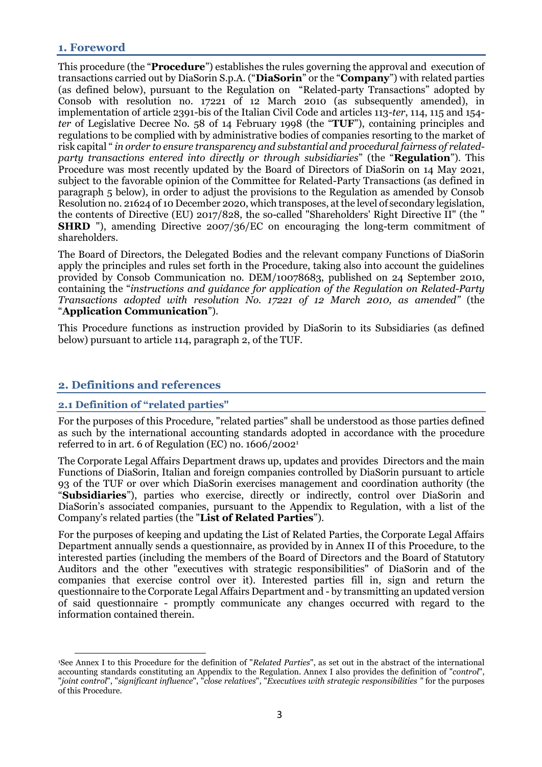## 1. Foreword

This procedure (the "**Procedure**") establishes the rules governing the approval and execution of transactions carried out by DiaSorin S.p.A. ("**DiaSorin**" or the "**Company**") with related parties (as defined below), pursuant to the Regulation on "Related-party Transactions" adopted by Consob with resolution no. 17221 of 12 March 2010 (as subsequently amended), in implementation of article 2391-bis of the Italian Civil Code and articles 113-*ter*, 114, 115 and 154-*ter* of Legislative Decree No. 58 of 14 February 1998 (the "**TUF**"), containing principles and regulations to be complied with by administrative bodies of companies resorting to the market of risk capital " *in order to ensure transparency and substantial and procedural fairness of related-party transactions entered into directly or through subsidiaries*" (the "**Regulation**"). This Procedure was most recently updated by the Board of Directors of DiaSorin on 14 May 2021, subject to the favorable opinion of the Committee for Related-Party Transactions (as defined in paragraph 5 below), in order to adjust the provisions to the Regulation as amended by Consob Resolution no. 21624 of 10 December 2020, which transposes, at the level of secondary legislation, the contents of Directive (EU) 2017/828, the so-called "Shareholders' Right Directive II" (the " **SHRD** "), amending Directive 2007/36/EC on encouraging the long-term commitment of shareholders.

The Board of Directors, the Delegated Bodies and the relevant company Functions of DiaSorin apply the principles and rules set forth in the Procedure, taking also into account the guidelines provided by Consob Communication no. DEM/10078683, published on 24 September 2010, containing the "*instructions and guidance for application of the Regulation on Related-Party Transactions adopted with resolution No. 17221 of 12 March 2010, as amended"* (the "**Application Communication**").

This Procedure functions as instruction provided by DiaSorin to its Subsidiaries (as defined below) pursuant to article 114, paragraph 2, of the TUF.

## 2. Definitions and references

### 2.1 Definition of "related parties"

For the purposes of this Procedure, "related parties" shall be understood as those parties defined as such by the international accounting standards adopted in accordance with the procedure referred to in art. 6 of Regulation (EC) no. 1606/2002[1]

The Corporate Legal Affairs Department draws up, updates and provides Directors and the main Functions of DiaSorin, Italian and foreign companies controlled by DiaSorin pursuant to article 93 of the TUF or over which DiaSorin exercises management and coordination authority (the "**Subsidiaries**"), parties who exercise, directly or indirectly, control over DiaSorin and DiaSorin's associated companies, pursuant to the Appendix to Regulation, with a list of the Company's related parties (the "**List of Related Parties**").

For the purposes of keeping and updating the List of Related Parties, the Corporate Legal Affairs Department annually sends a questionnaire, as provided by in Annex II of this Procedure, to the interested parties (including the members of the Board of Directors and the Board of Statutory Auditors and the other "executives with strategic responsibilities" of DiaSorin and of the companies that exercise control over it). Interested parties fill in, sign and return the questionnaire to the Corporate Legal Affairs Department and - by transmitting an updated version of said questionnaire - promptly communicate any changes occurred with regard to the information contained therein.

---

[1] See Annex I to this Procedure for the definition of "*Related Parties*", as set out in the abstract of the international accounting standards constituting an Appendix to the Regulation. Annex I also provides the definition of "*control*", "*joint control*", "*significant influence*", "*close relatives*", "*Executives with strategic responsibilities "* for the purposes of this Procedure.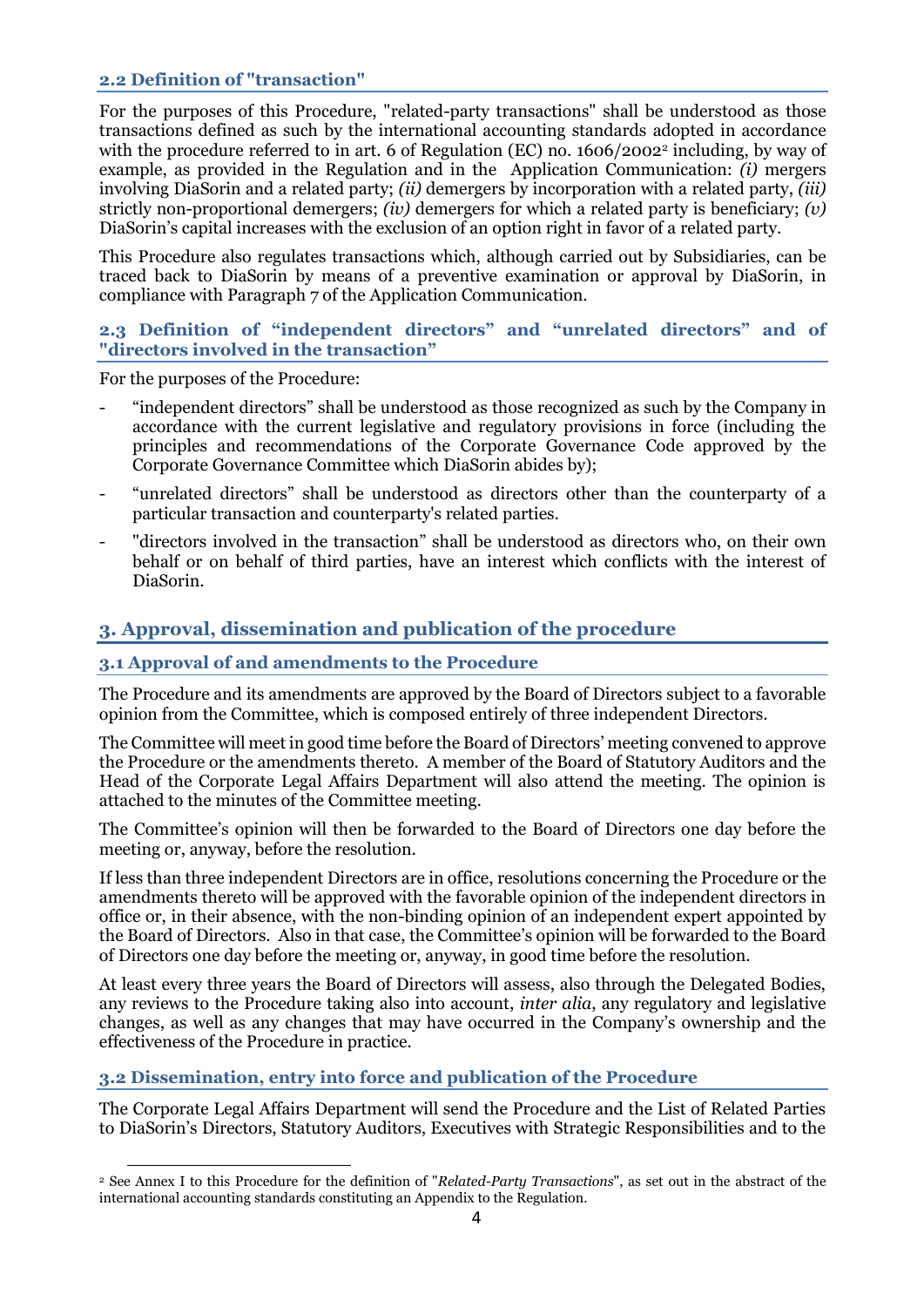### 2.2 Definition of "transaction"

For the purposes of this Procedure, "related-party transactions" shall be understood as those transactions defined as such by the international accounting standards adopted in accordance with the procedure referred to in art. 6 of Regulation (EC) no. 1606/2002[2] including, by way of example, as provided in the Regulation and in the Application Communication: *(i)* mergers involving DiaSorin and a related party; *(ii)* demergers by incorporation with a related party, *(iii)* strictly non-proportional demergers; *(iv)* demergers for which a related party is beneficiary; *(v)* DiaSorin's capital increases with the exclusion of an option right in favor of a related party.

This Procedure also regulates transactions which, although carried out by Subsidiaries, can be traced back to DiaSorin by means of a preventive examination or approval by DiaSorin, in compliance with Paragraph 7 of the Application Communication.

### 2.3 Definition of "independent directors" and "unrelated directors" and of "directors involved in the transaction"

For the purposes of the Procedure:

- "independent directors" shall be understood as those recognized as such by the Company in accordance with the current legislative and regulatory provisions in force (including the principles and recommendations of the Corporate Governance Code approved by the Corporate Governance Committee which DiaSorin abides by);
- "unrelated directors" shall be understood as directors other than the counterparty of a particular transaction and counterparty's related parties.
- "directors involved in the transaction" shall be understood as directors who, on their own behalf or on behalf of third parties, have an interest which conflicts with the interest of DiaSorin.

## 3. Approval, dissemination and publication of the procedure

### 3.1 Approval of and amendments to the Procedure

The Procedure and its amendments are approved by the Board of Directors subject to a favorable opinion from the Committee, which is composed entirely of three independent Directors.

The Committee will meet in good time before the Board of Directors' meeting convened to approve the Procedure or the amendments thereto. A member of the Board of Statutory Auditors and the Head of the Corporate Legal Affairs Department will also attend the meeting. The opinion is attached to the minutes of the Committee meeting.

The Committee's opinion will then be forwarded to the Board of Directors one day before the meeting or, anyway, before the resolution.

If less than three independent Directors are in office, resolutions concerning the Procedure or the amendments thereto will be approved with the favorable opinion of the independent directors in office or, in their absence, with the non-binding opinion of an independent expert appointed by the Board of Directors. Also in that case, the Committee's opinion will be forwarded to the Board of Directors one day before the meeting or, anyway, in good time before the resolution.

At least every three years the Board of Directors will assess, also through the Delegated Bodies, any reviews to the Procedure taking also into account, *inter alia*, any regulatory and legislative changes, as well as any changes that may have occurred in the Company's ownership and the effectiveness of the Procedure in practice.

### 3.2 Dissemination, entry into force and publication of the Procedure

The Corporate Legal Affairs Department will send the Procedure and the List of Related Parties to DiaSorin's Directors, Statutory Auditors, Executives with Strategic Responsibilities and to the

[2] See Annex I to this Procedure for the definition of "*Related-Party Transactions*", as set out in the abstract of the international accounting standards constituting an Appendix to the Regulation.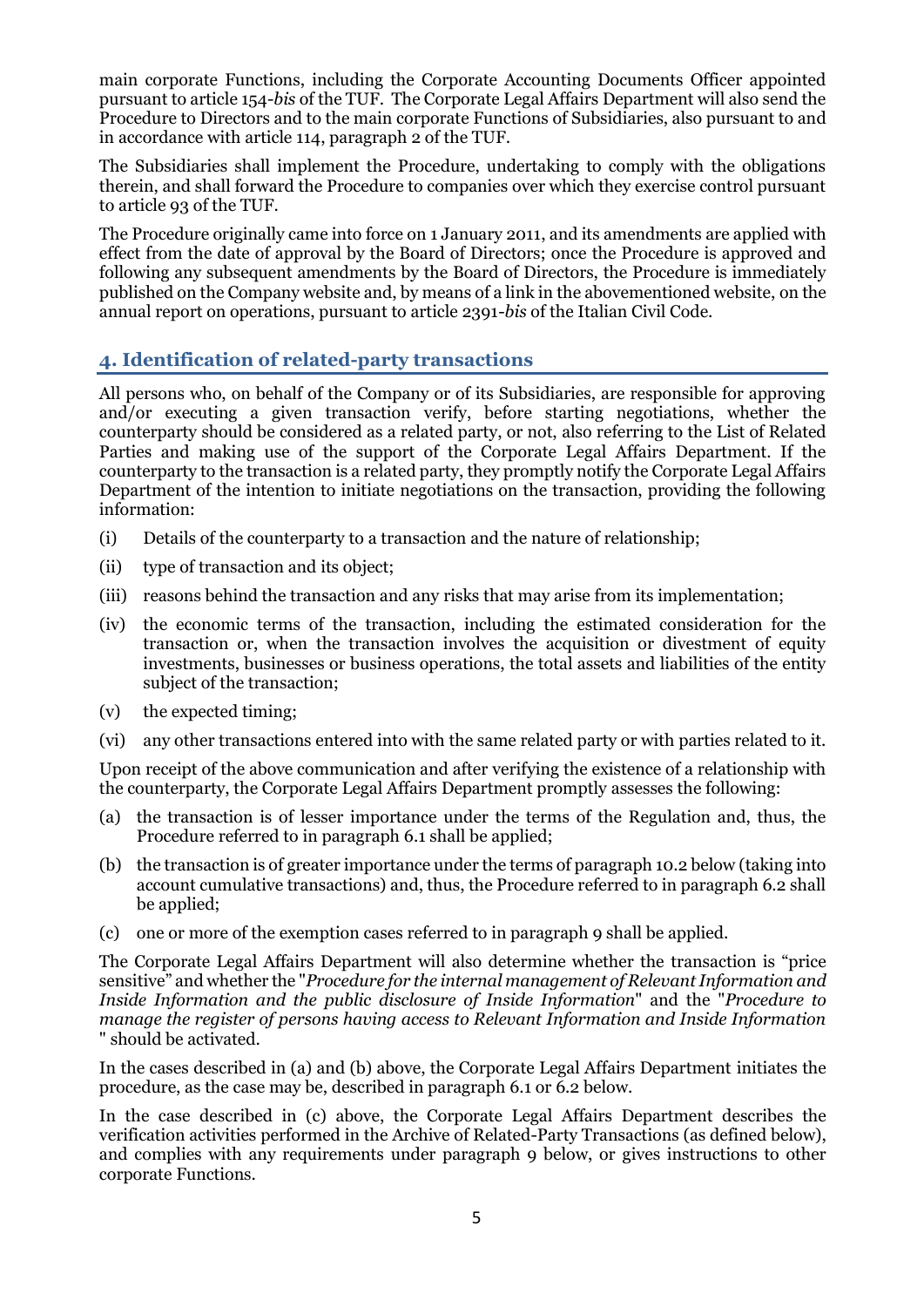main corporate Functions, including the Corporate Accounting Documents Officer appointed pursuant to article 154-*bis* of the TUF. The Corporate Legal Affairs Department will also send the Procedure to Directors and to the main corporate Functions of Subsidiaries, also pursuant to and in accordance with article 114, paragraph 2 of the TUF.

The Subsidiaries shall implement the Procedure, undertaking to comply with the obligations therein, and shall forward the Procedure to companies over which they exercise control pursuant to article 93 of the TUF.

The Procedure originally came into force on 1 January 2011, and its amendments are applied with effect from the date of approval by the Board of Directors; once the Procedure is approved and following any subsequent amendments by the Board of Directors, the Procedure is immediately published on the Company website and, by means of a link in the abovementioned website, on the annual report on operations, pursuant to article 2391-*bis* of the Italian Civil Code.

## 4. Identification of related-party transactions

All persons who, on behalf of the Company or of its Subsidiaries, are responsible for approving and/or executing a given transaction verify, before starting negotiations, whether the counterparty should be considered as a related party, or not, also referring to the List of Related Parties and making use of the support of the Corporate Legal Affairs Department. If the counterparty to the transaction is a related party, they promptly notify the Corporate Legal Affairs Department of the intention to initiate negotiations on the transaction, providing the following information:

(i) Details of the counterparty to a transaction and the nature of relationship;

(ii) type of transaction and its object;

(iii) reasons behind the transaction and any risks that may arise from its implementation;

(iv) the economic terms of the transaction, including the estimated consideration for the transaction or, when the transaction involves the acquisition or divestment of equity investments, businesses or business operations, the total assets and liabilities of the entity subject of the transaction;

(v) the expected timing;

(vi) any other transactions entered into with the same related party or with parties related to it.

Upon receipt of the above communication and after verifying the existence of a relationship with the counterparty, the Corporate Legal Affairs Department promptly assesses the following:

(a) the transaction is of lesser importance under the terms of the Regulation and, thus, the Procedure referred to in paragraph 6.1 shall be applied;

(b) the transaction is of greater importance under the terms of paragraph 10.2 below (taking into account cumulative transactions) and, thus, the Procedure referred to in paragraph 6.2 shall be applied;

(c) one or more of the exemption cases referred to in paragraph 9 shall be applied.

The Corporate Legal Affairs Department will also determine whether the transaction is "price sensitive" and whether the "*Procedure for the internal management of Relevant Information and Inside Information and the public disclosure of Inside Information*" and the "*Procedure to manage the register of persons having access to Relevant Information and Inside Information* " should be activated.

In the cases described in (a) and (b) above, the Corporate Legal Affairs Department initiates the procedure, as the case may be, described in paragraph 6.1 or 6.2 below.

In the case described in (c) above, the Corporate Legal Affairs Department describes the verification activities performed in the Archive of Related-Party Transactions (as defined below), and complies with any requirements under paragraph 9 below, or gives instructions to other corporate Functions.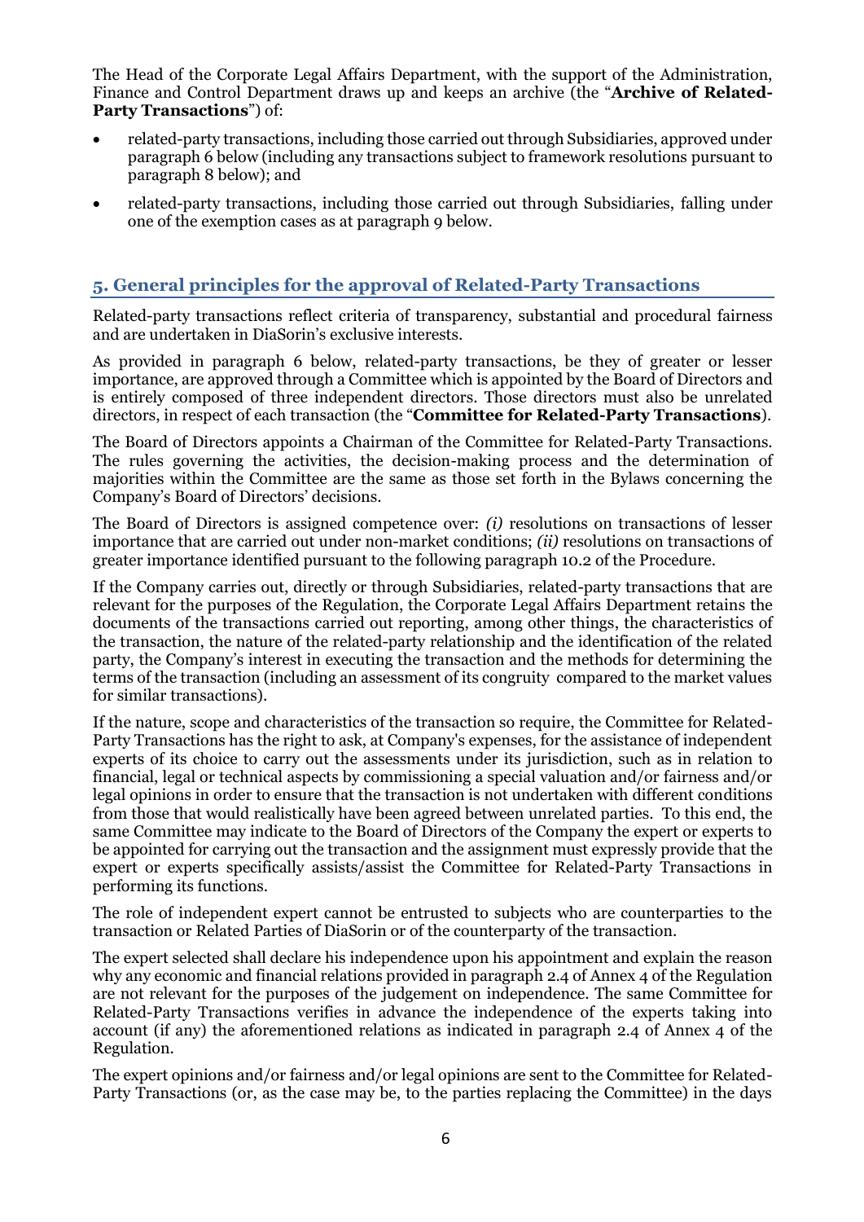The Head of the Corporate Legal Affairs Department, with the support of the Administration, Finance and Control Department draws up and keeps an archive (the "**Archive of Related-Party Transactions**") of:

- related-party transactions, including those carried out through Subsidiaries, approved under paragraph 6 below (including any transactions subject to framework resolutions pursuant to paragraph 8 below); and
- related-party transactions, including those carried out through Subsidiaries, falling under one of the exemption cases as at paragraph 9 below.

## 5. General principles for the approval of Related-Party Transactions

Related-party transactions reflect criteria of transparency, substantial and procedural fairness and are undertaken in DiaSorin's exclusive interests.

As provided in paragraph 6 below, related-party transactions, be they of greater or lesser importance, are approved through a Committee which is appointed by the Board of Directors and is entirely composed of three independent directors. Those directors must also be unrelated directors, in respect of each transaction (the "**Committee for Related-Party Transactions**).

The Board of Directors appoints a Chairman of the Committee for Related-Party Transactions. The rules governing the activities, the decision-making process and the determination of majorities within the Committee are the same as those set forth in the Bylaws concerning the Company's Board of Directors' decisions.

The Board of Directors is assigned competence over: *(i)* resolutions on transactions of lesser importance that are carried out under non-market conditions; *(ii)* resolutions on transactions of greater importance identified pursuant to the following paragraph 10.2 of the Procedure.

If the Company carries out, directly or through Subsidiaries, related-party transactions that are relevant for the purposes of the Regulation, the Corporate Legal Affairs Department retains the documents of the transactions carried out reporting, among other things, the characteristics of the transaction, the nature of the related-party relationship and the identification of the related party, the Company's interest in executing the transaction and the methods for determining the terms of the transaction (including an assessment of its congruity compared to the market values for similar transactions).

If the nature, scope and characteristics of the transaction so require, the Committee for Related-Party Transactions has the right to ask, at Company's expenses, for the assistance of independent experts of its choice to carry out the assessments under its jurisdiction, such as in relation to financial, legal or technical aspects by commissioning a special valuation and/or fairness and/or legal opinions in order to ensure that the transaction is not undertaken with different conditions from those that would realistically have been agreed between unrelated parties. To this end, the same Committee may indicate to the Board of Directors of the Company the expert or experts to be appointed for carrying out the transaction and the assignment must expressly provide that the expert or experts specifically assists/assist the Committee for Related-Party Transactions in performing its functions.

The role of independent expert cannot be entrusted to subjects who are counterparties to the transaction or Related Parties of DiaSorin or of the counterparty of the transaction.

The expert selected shall declare his independence upon his appointment and explain the reason why any economic and financial relations provided in paragraph 2.4 of Annex 4 of the Regulation are not relevant for the purposes of the judgement on independence. The same Committee for Related-Party Transactions verifies in advance the independence of the experts taking into account (if any) the aforementioned relations as indicated in paragraph 2.4 of Annex 4 of the Regulation.

The expert opinions and/or fairness and/or legal opinions are sent to the Committee for Related-Party Transactions (or, as the case may be, to the parties replacing the Committee) in the days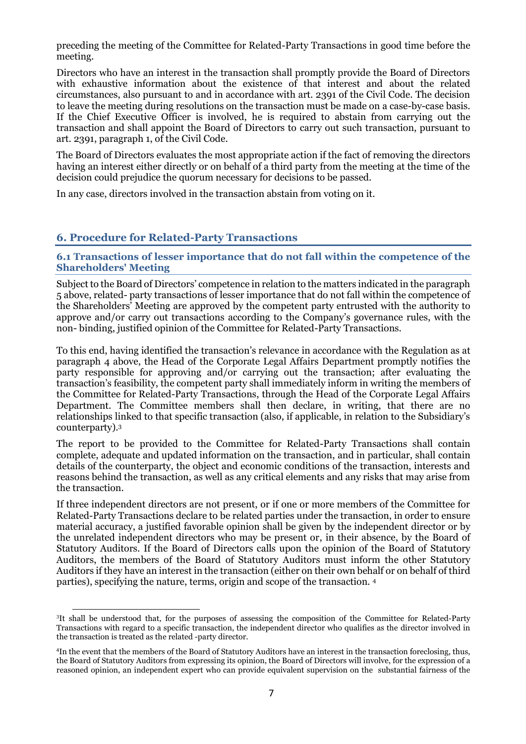preceding the meeting of the Committee for Related-Party Transactions in good time before the meeting.

Directors who have an interest in the transaction shall promptly provide the Board of Directors with exhaustive information about the existence of that interest and about the related circumstances, also pursuant to and in accordance with art. 2391 of the Civil Code. The decision to leave the meeting during resolutions on the transaction must be made on a case-by-case basis. If the Chief Executive Officer is involved, he is required to abstain from carrying out the transaction and shall appoint the Board of Directors to carry out such transaction, pursuant to art. 2391, paragraph 1, of the Civil Code.

The Board of Directors evaluates the most appropriate action if the fact of removing the directors having an interest either directly or on behalf of a third party from the meeting at the time of the decision could prejudice the quorum necessary for decisions to be passed.

In any case, directors involved in the transaction abstain from voting on it.

## 6. Procedure for Related-Party Transactions

### 6.1 Transactions of lesser importance that do not fall within the competence of the Shareholders' Meeting

Subject to the Board of Directors' competence in relation to the matters indicated in the paragraph 5 above, related- party transactions of lesser importance that do not fall within the competence of the Shareholders' Meeting are approved by the competent party entrusted with the authority to approve and/or carry out transactions according to the Company's governance rules, with the non- binding, justified opinion of the Committee for Related-Party Transactions.

To this end, having identified the transaction's relevance in accordance with the Regulation as at paragraph 4 above, the Head of the Corporate Legal Affairs Department promptly notifies the party responsible for approving and/or carrying out the transaction; after evaluating the transaction's feasibility, the competent party shall immediately inform in writing the members of the Committee for Related-Party Transactions, through the Head of the Corporate Legal Affairs Department. The Committee members shall then declare, in writing, that there are no relationships linked to that specific transaction (also, if applicable, in relation to the Subsidiary's counterparty).[3]

The report to be provided to the Committee for Related-Party Transactions shall contain complete, adequate and updated information on the transaction, and in particular, shall contain details of the counterparty, the object and economic conditions of the transaction, interests and reasons behind the transaction, as well as any critical elements and any risks that may arise from the transaction.

If three independent directors are not present, or if one or more members of the Committee for Related-Party Transactions declare to be related parties under the transaction, in order to ensure material accuracy, a justified favorable opinion shall be given by the independent director or by the unrelated independent directors who may be present or, in their absence, by the Board of Statutory Auditors. If the Board of Directors calls upon the opinion of the Board of Statutory Auditors, the members of the Board of Statutory Auditors must inform the other Statutory Auditors if they have an interest in the transaction (either on their own behalf or on behalf of third parties), specifying the nature, terms, origin and scope of the transaction. [4]

[3] It shall be understood that, for the purposes of assessing the composition of the Committee for Related-Party Transactions with regard to a specific transaction, the independent director who qualifies as the director involved in the transaction is treated as the related -party director.

[4] In the event that the members of the Board of Statutory Auditors have an interest in the transaction foreclosing, thus, the Board of Statutory Auditors from expressing its opinion, the Board of Directors will involve, for the expression of a reasoned opinion, an independent expert who can provide equivalent supervision on the substantial fairness of the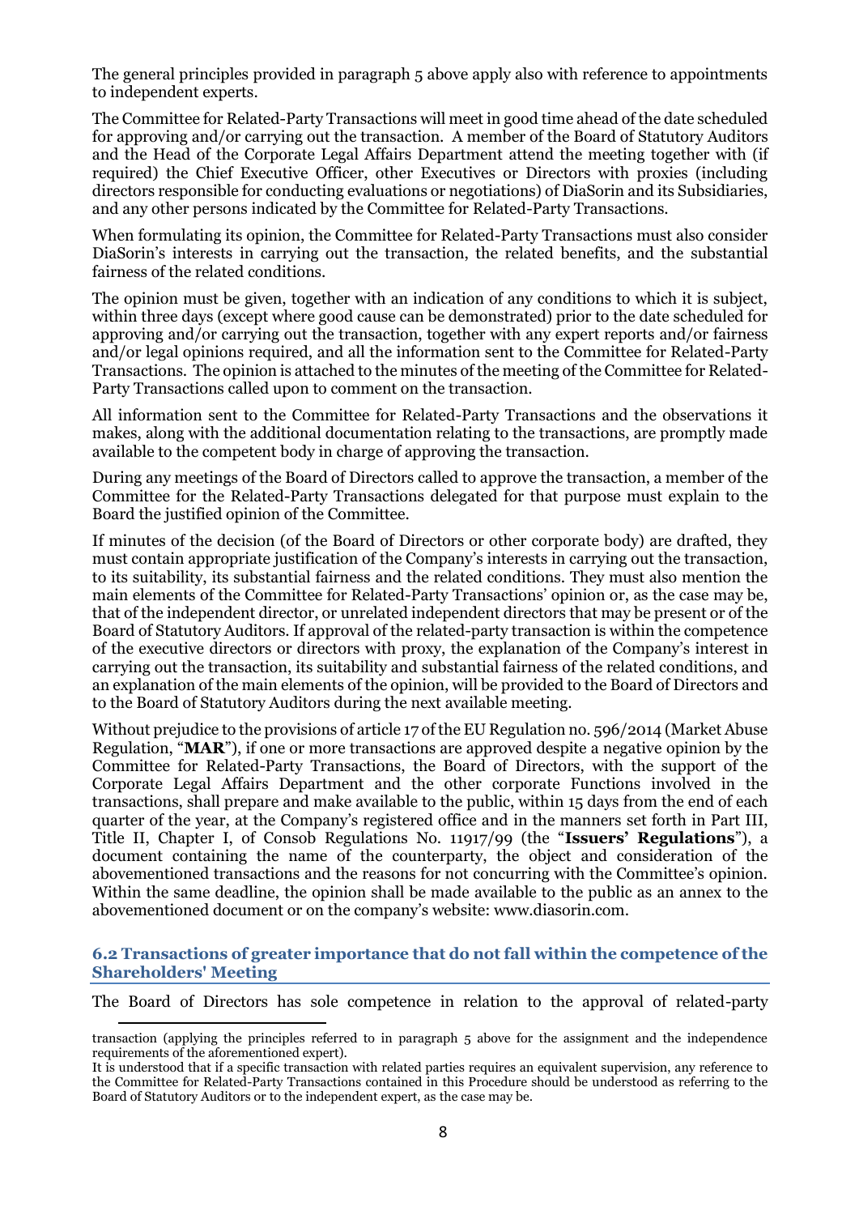The general principles provided in paragraph 5 above apply also with reference to appointments to independent experts.

The Committee for Related-Party Transactions will meet in good time ahead of the date scheduled for approving and/or carrying out the transaction. A member of the Board of Statutory Auditors and the Head of the Corporate Legal Affairs Department attend the meeting together with (if required) the Chief Executive Officer, other Executives or Directors with proxies (including directors responsible for conducting evaluations or negotiations) of DiaSorin and its Subsidiaries, and any other persons indicated by the Committee for Related-Party Transactions.

When formulating its opinion, the Committee for Related-Party Transactions must also consider DiaSorin's interests in carrying out the transaction, the related benefits, and the substantial fairness of the related conditions.

The opinion must be given, together with an indication of any conditions to which it is subject, within three days (except where good cause can be demonstrated) prior to the date scheduled for approving and/or carrying out the transaction, together with any expert reports and/or fairness and/or legal opinions required, and all the information sent to the Committee for Related-Party Transactions. The opinion is attached to the minutes of the meeting of the Committee for Related-Party Transactions called upon to comment on the transaction.

All information sent to the Committee for Related-Party Transactions and the observations it makes, along with the additional documentation relating to the transactions, are promptly made available to the competent body in charge of approving the transaction.

During any meetings of the Board of Directors called to approve the transaction, a member of the Committee for the Related-Party Transactions delegated for that purpose must explain to the Board the justified opinion of the Committee.

If minutes of the decision (of the Board of Directors or other corporate body) are drafted, they must contain appropriate justification of the Company's interests in carrying out the transaction, to its suitability, its substantial fairness and the related conditions. They must also mention the main elements of the Committee for Related-Party Transactions' opinion or, as the case may be, that of the independent director, or unrelated independent directors that may be present or of the Board of Statutory Auditors. If approval of the related-party transaction is within the competence of the executive directors or directors with proxy, the explanation of the Company's interest in carrying out the transaction, its suitability and substantial fairness of the related conditions, and an explanation of the main elements of the opinion, will be provided to the Board of Directors and to the Board of Statutory Auditors during the next available meeting.

Without prejudice to the provisions of article 17 of the EU Regulation no. 596/2014 (Market Abuse Regulation, "**MAR**"), if one or more transactions are approved despite a negative opinion by the Committee for Related-Party Transactions, the Board of Directors, with the support of the Corporate Legal Affairs Department and the other corporate Functions involved in the transactions, shall prepare and make available to the public, within 15 days from the end of each quarter of the year, at the Company's registered office and in the manners set forth in Part III, Title II, Chapter I, of Consob Regulations No. 11917/99 (the "**Issuers' Regulations**"), a document containing the name of the counterparty, the object and consideration of the abovementioned transactions and the reasons for not concurring with the Committee's opinion. Within the same deadline, the opinion shall be made available to the public as an annex to the abovementioned document or on the company's website: www.diasorin.com.

### 6.2 Transactions of greater importance that do not fall within the competence of the Shareholders' Meeting

The Board of Directors has sole competence in relation to the approval of related-party

---

transaction (applying the principles referred to in paragraph 5 above for the assignment and the independence requirements of the aforementioned expert).

It is understood that if a specific transaction with related parties requires an equivalent supervision, any reference to the Committee for Related-Party Transactions contained in this Procedure should be understood as referring to the Board of Statutory Auditors or to the independent expert, as the case may be.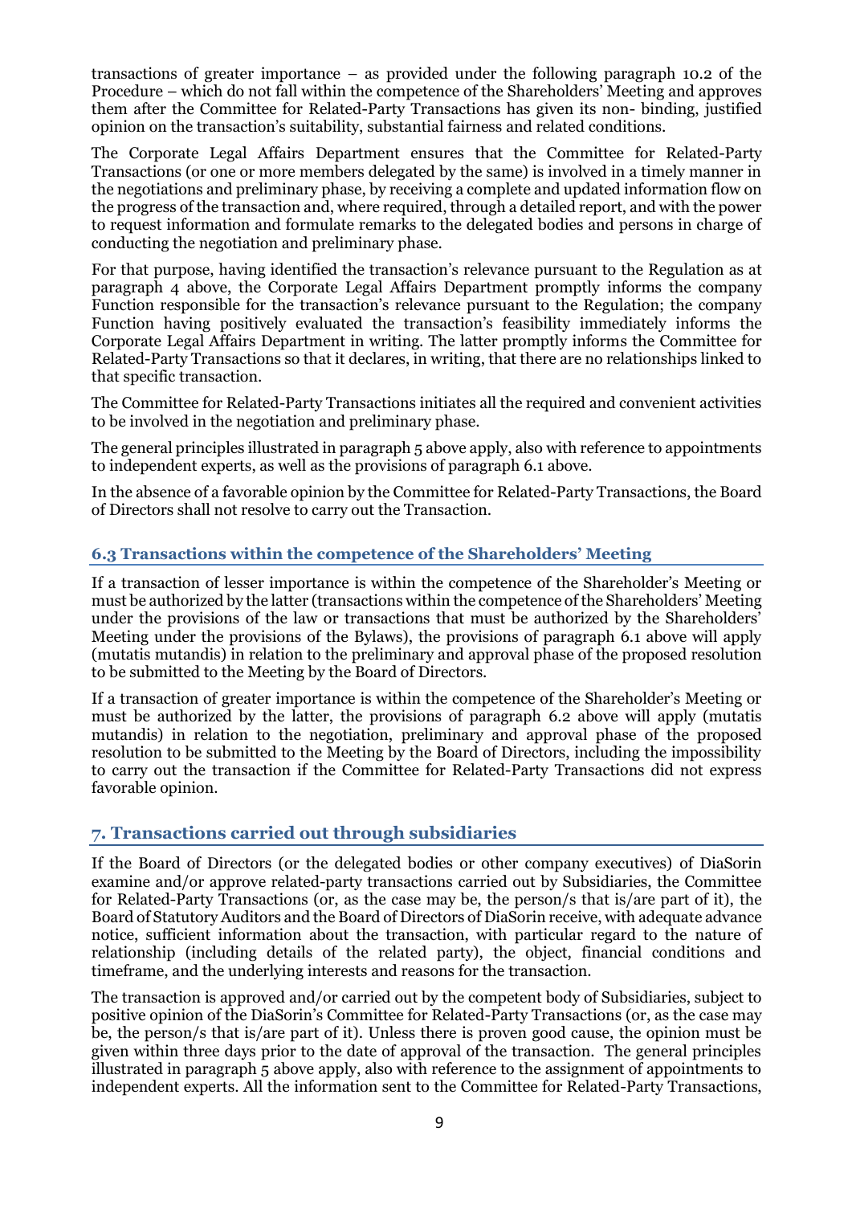transactions of greater importance – as provided under the following paragraph 10.2 of the Procedure – which do not fall within the competence of the Shareholders' Meeting and approves them after the Committee for Related-Party Transactions has given its non- binding, justified opinion on the transaction's suitability, substantial fairness and related conditions.

The Corporate Legal Affairs Department ensures that the Committee for Related-Party Transactions (or one or more members delegated by the same) is involved in a timely manner in the negotiations and preliminary phase, by receiving a complete and updated information flow on the progress of the transaction and, where required, through a detailed report, and with the power to request information and formulate remarks to the delegated bodies and persons in charge of conducting the negotiation and preliminary phase.

For that purpose, having identified the transaction's relevance pursuant to the Regulation as at paragraph 4 above, the Corporate Legal Affairs Department promptly informs the company Function responsible for the transaction's relevance pursuant to the Regulation; the company Function having positively evaluated the transaction's feasibility immediately informs the Corporate Legal Affairs Department in writing. The latter promptly informs the Committee for Related-Party Transactions so that it declares, in writing, that there are no relationships linked to that specific transaction.

The Committee for Related-Party Transactions initiates all the required and convenient activities to be involved in the negotiation and preliminary phase.

The general principles illustrated in paragraph 5 above apply, also with reference to appointments to independent experts, as well as the provisions of paragraph 6.1 above.

In the absence of a favorable opinion by the Committee for Related-Party Transactions, the Board of Directors shall not resolve to carry out the Transaction.

### 6.3 Transactions within the competence of the Shareholders' Meeting

If a transaction of lesser importance is within the competence of the Shareholder's Meeting or must be authorized by the latter (transactions within the competence of the Shareholders' Meeting under the provisions of the law or transactions that must be authorized by the Shareholders' Meeting under the provisions of the Bylaws), the provisions of paragraph 6.1 above will apply (mutatis mutandis) in relation to the preliminary and approval phase of the proposed resolution to be submitted to the Meeting by the Board of Directors.

If a transaction of greater importance is within the competence of the Shareholder's Meeting or must be authorized by the latter, the provisions of paragraph 6.2 above will apply (mutatis mutandis) in relation to the negotiation, preliminary and approval phase of the proposed resolution to be submitted to the Meeting by the Board of Directors, including the impossibility to carry out the transaction if the Committee for Related-Party Transactions did not express favorable opinion.

## 7. Transactions carried out through subsidiaries

If the Board of Directors (or the delegated bodies or other company executives) of DiaSorin examine and/or approve related-party transactions carried out by Subsidiaries, the Committee for Related-Party Transactions (or, as the case may be, the person/s that is/are part of it), the Board of Statutory Auditors and the Board of Directors of DiaSorin receive, with adequate advance notice, sufficient information about the transaction, with particular regard to the nature of relationship (including details of the related party), the object, financial conditions and timeframe, and the underlying interests and reasons for the transaction.

The transaction is approved and/or carried out by the competent body of Subsidiaries, subject to positive opinion of the DiaSorin's Committee for Related-Party Transactions (or, as the case may be, the person/s that is/are part of it). Unless there is proven good cause, the opinion must be given within three days prior to the date of approval of the transaction. The general principles illustrated in paragraph 5 above apply, also with reference to the assignment of appointments to independent experts. All the information sent to the Committee for Related-Party Transactions,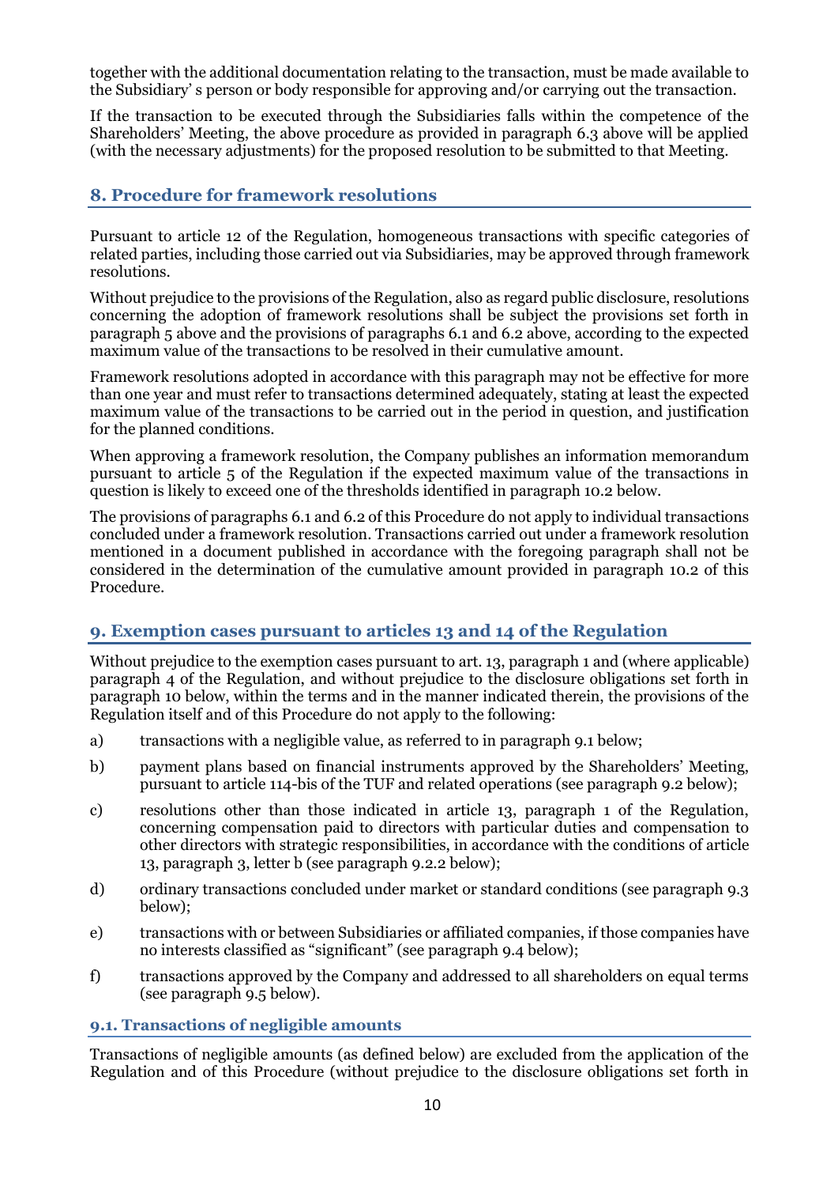together with the additional documentation relating to the transaction, must be made available to the Subsidiary' s person or body responsible for approving and/or carrying out the transaction.

If the transaction to be executed through the Subsidiaries falls within the competence of the Shareholders' Meeting, the above procedure as provided in paragraph 6.3 above will be applied (with the necessary adjustments) for the proposed resolution to be submitted to that Meeting.

## 8. Procedure for framework resolutions

Pursuant to article 12 of the Regulation, homogeneous transactions with specific categories of related parties, including those carried out via Subsidiaries, may be approved through framework resolutions.

Without prejudice to the provisions of the Regulation, also as regard public disclosure, resolutions concerning the adoption of framework resolutions shall be subject the provisions set forth in paragraph 5 above and the provisions of paragraphs 6.1 and 6.2 above, according to the expected maximum value of the transactions to be resolved in their cumulative amount.

Framework resolutions adopted in accordance with this paragraph may not be effective for more than one year and must refer to transactions determined adequately, stating at least the expected maximum value of the transactions to be carried out in the period in question, and justification for the planned conditions.

When approving a framework resolution, the Company publishes an information memorandum pursuant to article 5 of the Regulation if the expected maximum value of the transactions in question is likely to exceed one of the thresholds identified in paragraph 10.2 below.

The provisions of paragraphs 6.1 and 6.2 of this Procedure do not apply to individual transactions concluded under a framework resolution. Transactions carried out under a framework resolution mentioned in a document published in accordance with the foregoing paragraph shall not be considered in the determination of the cumulative amount provided in paragraph 10.2 of this Procedure.

## 9. Exemption cases pursuant to articles 13 and 14 of the Regulation

Without prejudice to the exemption cases pursuant to art. 13, paragraph 1 and (where applicable) paragraph 4 of the Regulation, and without prejudice to the disclosure obligations set forth in paragraph 10 below, within the terms and in the manner indicated therein, the provisions of the Regulation itself and of this Procedure do not apply to the following:

a) transactions with a negligible value, as referred to in paragraph 9.1 below;

b) payment plans based on financial instruments approved by the Shareholders' Meeting, pursuant to article 114-bis of the TUF and related operations (see paragraph 9.2 below);

c) resolutions other than those indicated in article 13, paragraph 1 of the Regulation, concerning compensation paid to directors with particular duties and compensation to other directors with strategic responsibilities, in accordance with the conditions of article 13, paragraph 3, letter b (see paragraph 9.2.2 below);

d) ordinary transactions concluded under market or standard conditions (see paragraph 9.3 below);

e) transactions with or between Subsidiaries or affiliated companies, if those companies have no interests classified as "significant" (see paragraph 9.4 below);

f) transactions approved by the Company and addressed to all shareholders on equal terms (see paragraph 9.5 below).

### 9.1. Transactions of negligible amounts

Transactions of negligible amounts (as defined below) are excluded from the application of the Regulation and of this Procedure (without prejudice to the disclosure obligations set forth in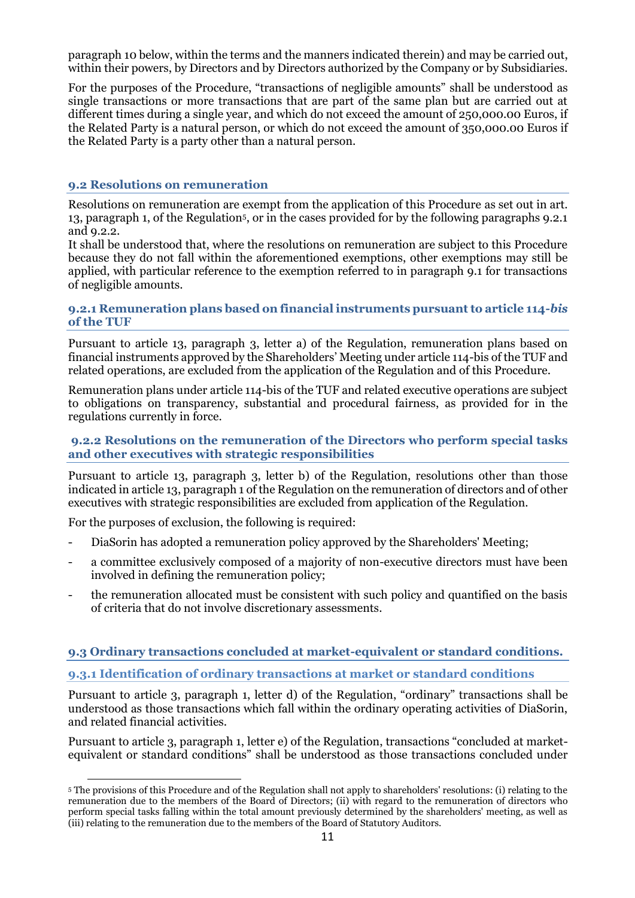paragraph 10 below, within the terms and the manners indicated therein) and may be carried out, within their powers, by Directors and by Directors authorized by the Company or by Subsidiaries.

For the purposes of the Procedure, "transactions of negligible amounts" shall be understood as single transactions or more transactions that are part of the same plan but are carried out at different times during a single year, and which do not exceed the amount of 250,000.00 Euros, if the Related Party is a natural person, or which do not exceed the amount of 350,000.00 Euros if the Related Party is a party other than a natural person.

## 9.2 Resolutions on remuneration

Resolutions on remuneration are exempt from the application of this Procedure as set out in art. 13, paragraph 1, of the Regulation[5], or in the cases provided for by the following paragraphs 9.2.1 and 9.2.2.

It shall be understood that, where the resolutions on remuneration are subject to this Procedure because they do not fall within the aforementioned exemptions, other exemptions may still be applied, with particular reference to the exemption referred to in paragraph 9.1 for transactions of negligible amounts.

### 9.2.1 Remuneration plans based on financial instruments pursuant to article 114-*bis* of the TUF

Pursuant to article 13, paragraph 3, letter a) of the Regulation, remuneration plans based on financial instruments approved by the Shareholders' Meeting under article 114-bis of the TUF and related operations, are excluded from the application of the Regulation and of this Procedure.

Remuneration plans under article 114-bis of the TUF and related executive operations are subject to obligations on transparency, substantial and procedural fairness, as provided for in the regulations currently in force.

### 9.2.2 Resolutions on the remuneration of the Directors who perform special tasks and other executives with strategic responsibilities

Pursuant to article 13, paragraph 3, letter b) of the Regulation, resolutions other than those indicated in article 13, paragraph 1 of the Regulation on the remuneration of directors and of other executives with strategic responsibilities are excluded from application of the Regulation.

For the purposes of exclusion, the following is required:

- DiaSorin has adopted a remuneration policy approved by the Shareholders' Meeting;
- a committee exclusively composed of a majority of non-executive directors must have been involved in defining the remuneration policy;
- the remuneration allocated must be consistent with such policy and quantified on the basis of criteria that do not involve discretionary assessments.

## 9.3 Ordinary transactions concluded at market-equivalent or standard conditions.

### 9.3.1 Identification of ordinary transactions at market or standard conditions

Pursuant to article 3, paragraph 1, letter d) of the Regulation, "ordinary" transactions shall be understood as those transactions which fall within the ordinary operating activities of DiaSorin, and related financial activities.

Pursuant to article 3, paragraph 1, letter e) of the Regulation, transactions "concluded at market-equivalent or standard conditions" shall be understood as those transactions concluded under

[5] The provisions of this Procedure and of the Regulation shall not apply to shareholders' resolutions: (i) relating to the remuneration due to the members of the Board of Directors; (ii) with regard to the remuneration of directors who perform special tasks falling within the total amount previously determined by the shareholders' meeting, as well as (iii) relating to the remuneration due to the members of the Board of Statutory Auditors.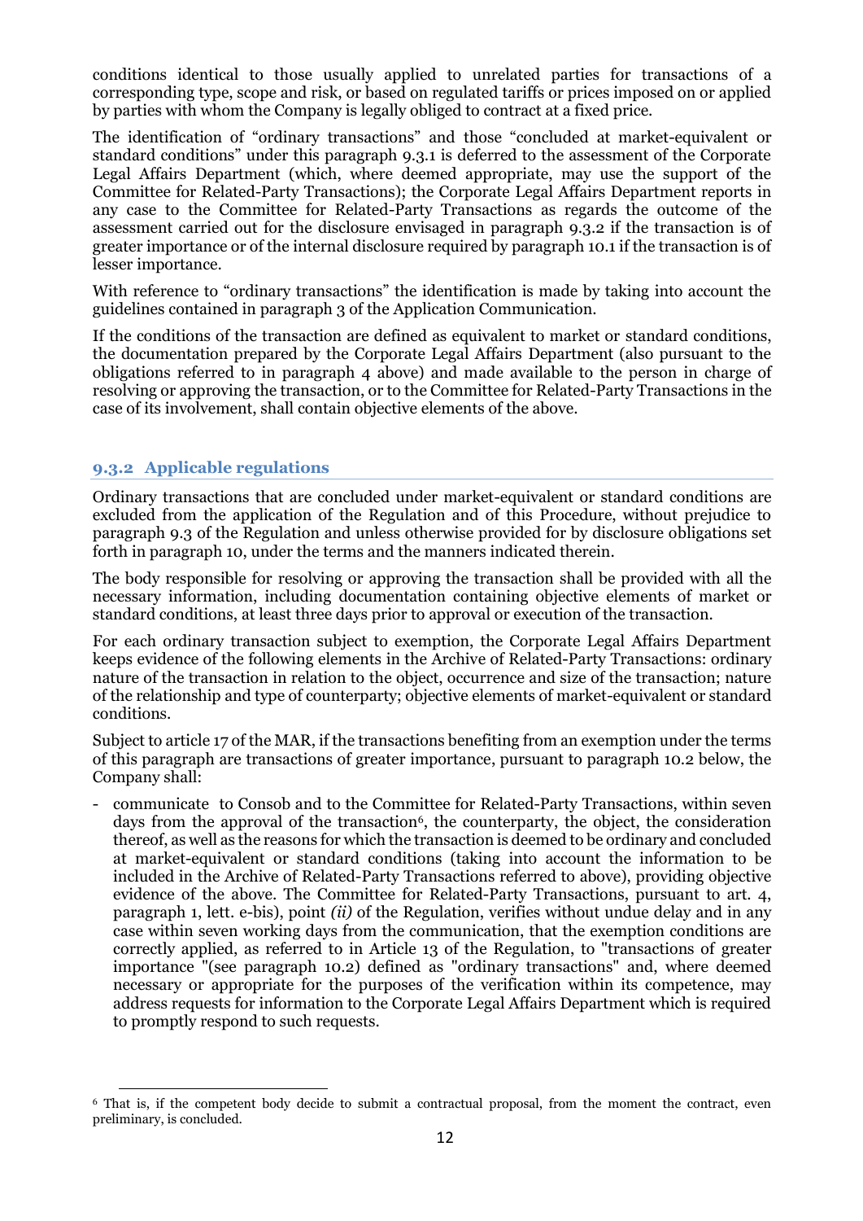conditions identical to those usually applied to unrelated parties for transactions of a corresponding type, scope and risk, or based on regulated tariffs or prices imposed on or applied by parties with whom the Company is legally obliged to contract at a fixed price.

The identification of "ordinary transactions" and those "concluded at market-equivalent or standard conditions" under this paragraph 9.3.1 is deferred to the assessment of the Corporate Legal Affairs Department (which, where deemed appropriate, may use the support of the Committee for Related-Party Transactions); the Corporate Legal Affairs Department reports in any case to the Committee for Related-Party Transactions as regards the outcome of the assessment carried out for the disclosure envisaged in paragraph 9.3.2 if the transaction is of greater importance or of the internal disclosure required by paragraph 10.1 if the transaction is of lesser importance.

With reference to "ordinary transactions" the identification is made by taking into account the guidelines contained in paragraph 3 of the Application Communication.

If the conditions of the transaction are defined as equivalent to market or standard conditions, the documentation prepared by the Corporate Legal Affairs Department (also pursuant to the obligations referred to in paragraph 4 above) and made available to the person in charge of resolving or approving the transaction, or to the Committee for Related-Party Transactions in the case of its involvement, shall contain objective elements of the above.

### 9.3.2 Applicable regulations

Ordinary transactions that are concluded under market-equivalent or standard conditions are excluded from the application of the Regulation and of this Procedure, without prejudice to paragraph 9.3 of the Regulation and unless otherwise provided for by disclosure obligations set forth in paragraph 10, under the terms and the manners indicated therein.

The body responsible for resolving or approving the transaction shall be provided with all the necessary information, including documentation containing objective elements of market or standard conditions, at least three days prior to approval or execution of the transaction.

For each ordinary transaction subject to exemption, the Corporate Legal Affairs Department keeps evidence of the following elements in the Archive of Related-Party Transactions: ordinary nature of the transaction in relation to the object, occurrence and size of the transaction; nature of the relationship and type of counterparty; objective elements of market-equivalent or standard conditions.

Subject to article 17 of the MAR, if the transactions benefiting from an exemption under the terms of this paragraph are transactions of greater importance, pursuant to paragraph 10.2 below, the Company shall:

- communicate to Consob and to the Committee for Related-Party Transactions, within seven days from the approval of the transaction[6], the counterparty, the object, the consideration thereof, as well as the reasons for which the transaction is deemed to be ordinary and concluded at market-equivalent or standard conditions (taking into account the information to be included in the Archive of Related-Party Transactions referred to above), providing objective evidence of the above. The Committee for Related-Party Transactions, pursuant to art. 4, paragraph 1, lett. e-bis), point *(ii)* of the Regulation, verifies without undue delay and in any case within seven working days from the communication, that the exemption conditions are correctly applied, as referred to in Article 13 of the Regulation, to "transactions of greater importance "(see paragraph 10.2) defined as "ordinary transactions" and, where deemed necessary or appropriate for the purposes of the verification within its competence, may address requests for information to the Corporate Legal Affairs Department which is required to promptly respond to such requests.

---

[6] That is, if the competent body decide to submit a contractual proposal, from the moment the contract, even preliminary, is concluded.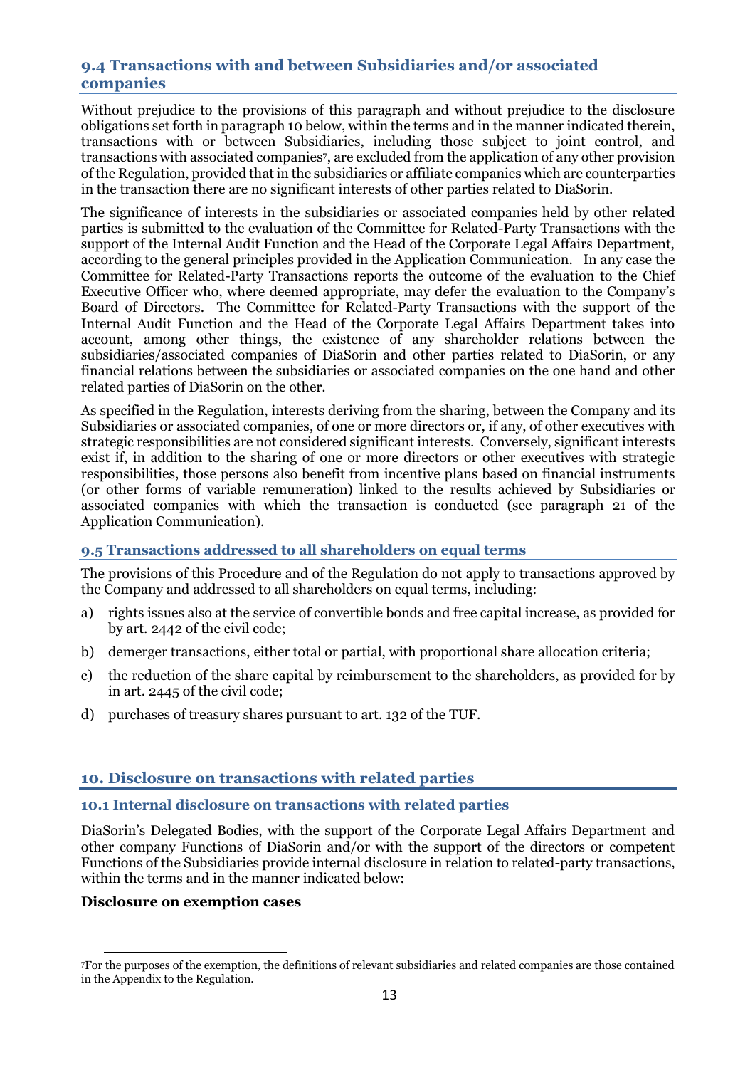### 9.4 Transactions with and between Subsidiaries and/or associated companies

Without prejudice to the provisions of this paragraph and without prejudice to the disclosure obligations set forth in paragraph 10 below, within the terms and in the manner indicated therein, transactions with or between Subsidiaries, including those subject to joint control, and transactions with associated companies[7], are excluded from the application of any other provision of the Regulation, provided that in the subsidiaries or affiliate companies which are counterparties in the transaction there are no significant interests of other parties related to DiaSorin.

The significance of interests in the subsidiaries or associated companies held by other related parties is submitted to the evaluation of the Committee for Related-Party Transactions with the support of the Internal Audit Function and the Head of the Corporate Legal Affairs Department, according to the general principles provided in the Application Communication. In any case the Committee for Related-Party Transactions reports the outcome of the evaluation to the Chief Executive Officer who, where deemed appropriate, may defer the evaluation to the Company's Board of Directors. The Committee for Related-Party Transactions with the support of the Internal Audit Function and the Head of the Corporate Legal Affairs Department takes into account, among other things, the existence of any shareholder relations between the subsidiaries/associated companies of DiaSorin and other parties related to DiaSorin, or any financial relations between the subsidiaries or associated companies on the one hand and other related parties of DiaSorin on the other.

As specified in the Regulation, interests deriving from the sharing, between the Company and its Subsidiaries or associated companies, of one or more directors or, if any, of other executives with strategic responsibilities are not considered significant interests. Conversely, significant interests exist if, in addition to the sharing of one or more directors or other executives with strategic responsibilities, those persons also benefit from incentive plans based on financial instruments (or other forms of variable remuneration) linked to the results achieved by Subsidiaries or associated companies with which the transaction is conducted (see paragraph 21 of the Application Communication).

### 9.5 Transactions addressed to all shareholders on equal terms

The provisions of this Procedure and of the Regulation do not apply to transactions approved by the Company and addressed to all shareholders on equal terms, including:

a) rights issues also at the service of convertible bonds and free capital increase, as provided for by art. 2442 of the civil code;

b) demerger transactions, either total or partial, with proportional share allocation criteria;

c) the reduction of the share capital by reimbursement to the shareholders, as provided for by in art. 2445 of the civil code;

d) purchases of treasury shares pursuant to art. 132 of the TUF.

## 10. Disclosure on transactions with related parties

### 10.1 Internal disclosure on transactions with related parties

DiaSorin's Delegated Bodies, with the support of the Corporate Legal Affairs Department and other company Functions of DiaSorin and/or with the support of the directors or competent Functions of the Subsidiaries provide internal disclosure in relation to related-party transactions, within the terms and in the manner indicated below:

**Disclosure on exemption cases**

[7] For the purposes of the exemption, the definitions of relevant subsidiaries and related companies are those contained in the Appendix to the Regulation.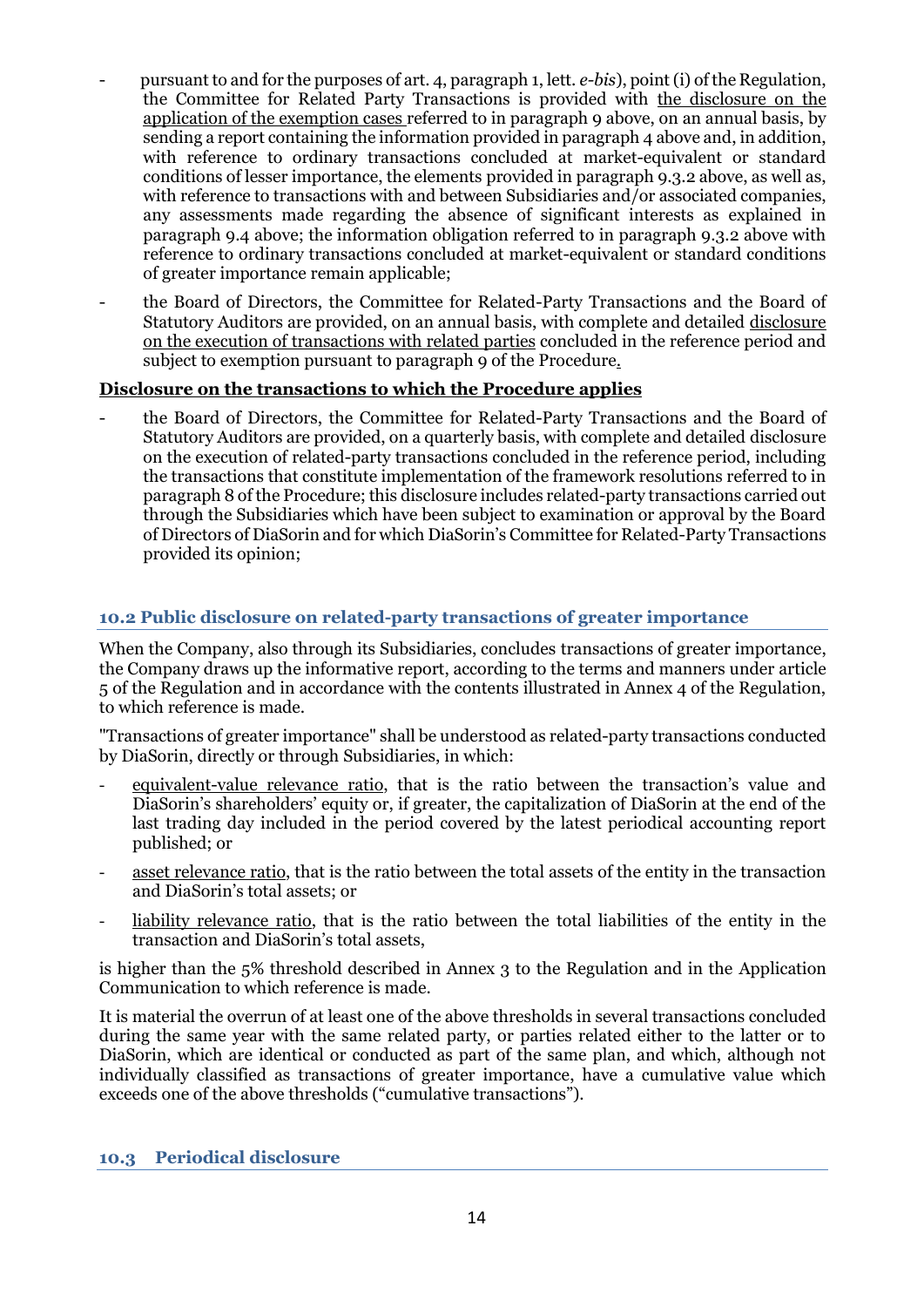- pursuant to and for the purposes of art. 4, paragraph 1, lett. *e-bis*), point (i) of the Regulation, the Committee for Related Party Transactions is provided with the disclosure on the application of the exemption cases referred to in paragraph 9 above, on an annual basis, by sending a report containing the information provided in paragraph 4 above and, in addition, with reference to ordinary transactions concluded at market-equivalent or standard conditions of lesser importance, the elements provided in paragraph 9.3.2 above, as well as, with reference to transactions with and between Subsidiaries and/or associated companies, any assessments made regarding the absence of significant interests as explained in paragraph 9.4 above; the information obligation referred to in paragraph 9.3.2 above with reference to ordinary transactions concluded at market-equivalent or standard conditions of greater importance remain applicable;
- the Board of Directors, the Committee for Related-Party Transactions and the Board of Statutory Auditors are provided, on an annual basis, with complete and detailed disclosure on the execution of transactions with related parties concluded in the reference period and subject to exemption pursuant to paragraph 9 of the Procedure.

**Disclosure on the transactions to which the Procedure applies**

- the Board of Directors, the Committee for Related-Party Transactions and the Board of Statutory Auditors are provided, on a quarterly basis, with complete and detailed disclosure on the execution of related-party transactions concluded in the reference period, including the transactions that constitute implementation of the framework resolutions referred to in paragraph 8 of the Procedure; this disclosure includes related-party transactions carried out through the Subsidiaries which have been subject to examination or approval by the Board of Directors of DiaSorin and for which DiaSorin's Committee for Related-Party Transactions provided its opinion;

### 10.2 Public disclosure on related-party transactions of greater importance

When the Company, also through its Subsidiaries, concludes transactions of greater importance, the Company draws up the informative report, according to the terms and manners under article 5 of the Regulation and in accordance with the contents illustrated in Annex 4 of the Regulation, to which reference is made.

"Transactions of greater importance" shall be understood as related-party transactions conducted by DiaSorin, directly or through Subsidiaries, in which:

- equivalent-value relevance ratio, that is the ratio between the transaction's value and DiaSorin's shareholders' equity or, if greater, the capitalization of DiaSorin at the end of the last trading day included in the period covered by the latest periodical accounting report published; or
- asset relevance ratio, that is the ratio between the total assets of the entity in the transaction and DiaSorin's total assets; or
- liability relevance ratio, that is the ratio between the total liabilities of the entity in the transaction and DiaSorin's total assets,

is higher than the 5% threshold described in Annex 3 to the Regulation and in the Application Communication to which reference is made.

It is material the overrun of at least one of the above thresholds in several transactions concluded during the same year with the same related party, or parties related either to the latter or to DiaSorin, which are identical or conducted as part of the same plan, and which, although not individually classified as transactions of greater importance, have a cumulative value which exceeds one of the above thresholds ("cumulative transactions").

### 10.3 Periodical disclosure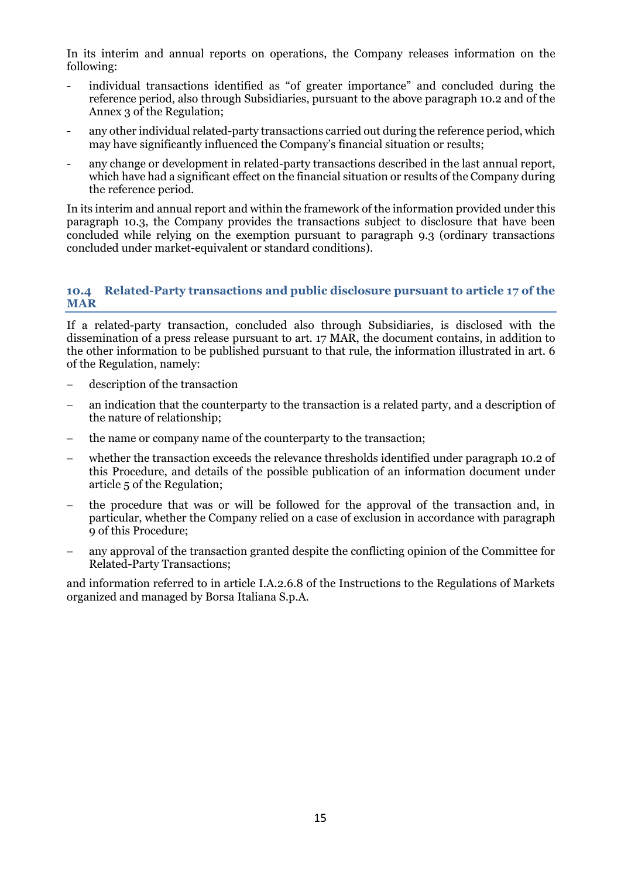In its interim and annual reports on operations, the Company releases information on the following:

- individual transactions identified as "of greater importance" and concluded during the reference period, also through Subsidiaries, pursuant to the above paragraph 10.2 and of the Annex 3 of the Regulation;
- any other individual related-party transactions carried out during the reference period, which may have significantly influenced the Company's financial situation or results;
- any change or development in related-party transactions described in the last annual report, which have had a significant effect on the financial situation or results of the Company during the reference period.

In its interim and annual report and within the framework of the information provided under this paragraph 10.3, the Company provides the transactions subject to disclosure that have been concluded while relying on the exemption pursuant to paragraph 9.3 (ordinary transactions concluded under market-equivalent or standard conditions).

### 10.4 Related-Party transactions and public disclosure pursuant to article 17 of the MAR

If a related-party transaction, concluded also through Subsidiaries, is disclosed with the dissemination of a press release pursuant to art. 17 MAR, the document contains, in addition to the other information to be published pursuant to that rule, the information illustrated in art. 6 of the Regulation, namely:

- description of the transaction
- an indication that the counterparty to the transaction is a related party, and a description of the nature of relationship;
- the name or company name of the counterparty to the transaction;
- whether the transaction exceeds the relevance thresholds identified under paragraph 10.2 of this Procedure, and details of the possible publication of an information document under article 5 of the Regulation;
- the procedure that was or will be followed for the approval of the transaction and, in particular, whether the Company relied on a case of exclusion in accordance with paragraph 9 of this Procedure;
- any approval of the transaction granted despite the conflicting opinion of the Committee for Related-Party Transactions;

and information referred to in article I.A.2.6.8 of the Instructions to the Regulations of Markets organized and managed by Borsa Italiana S.p.A.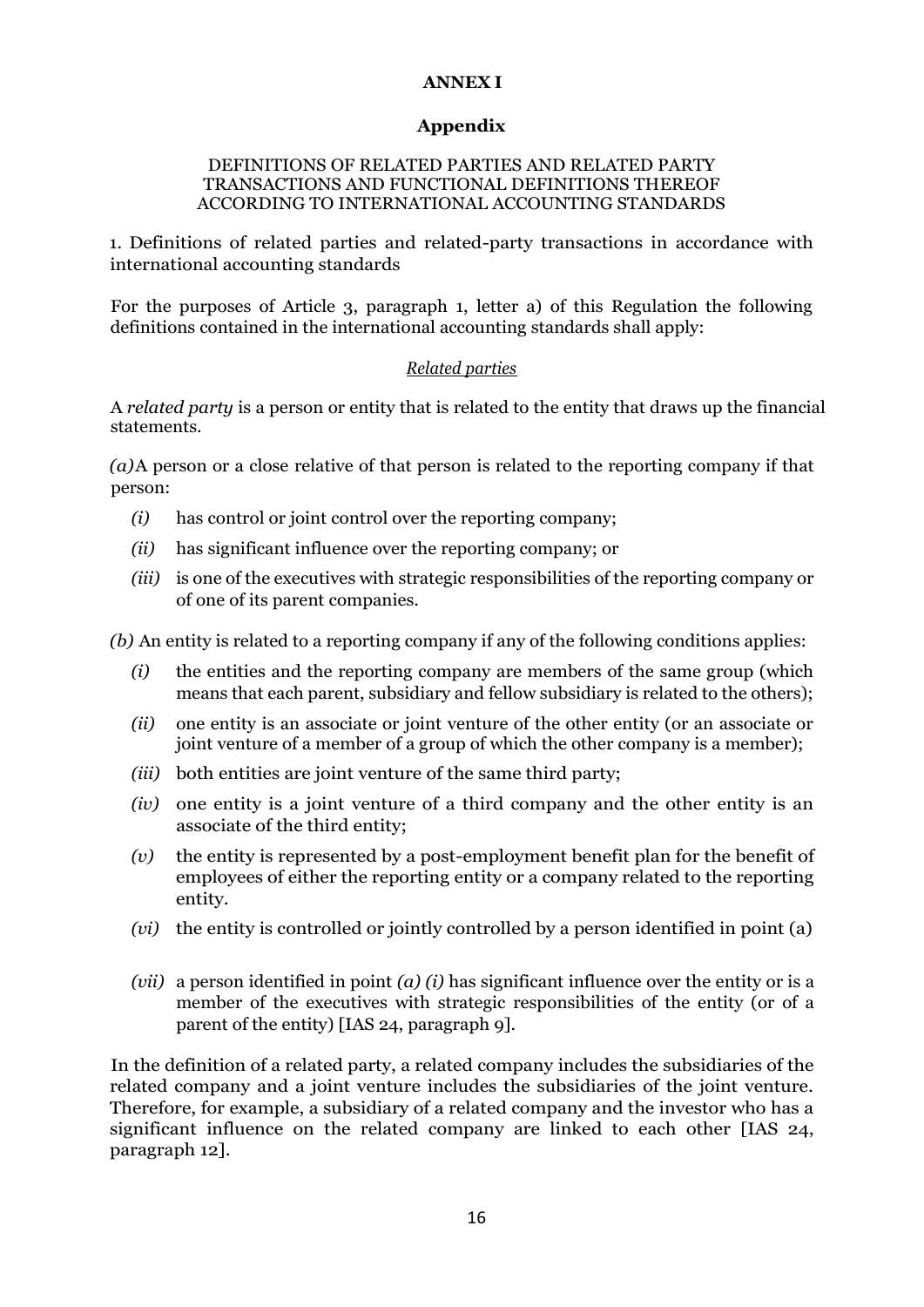**ANNEX I**

**Appendix**

DEFINITIONS OF RELATED PARTIES AND RELATED PARTY TRANSACTIONS AND FUNCTIONAL DEFINITIONS THEREOF ACCORDING TO INTERNATIONAL ACCOUNTING STANDARDS

1. Definitions of related parties and related-party transactions in accordance with international accounting standards

For the purposes of Article 3, paragraph 1, letter a) of this Regulation the following definitions contained in the international accounting standards shall apply:

*Related parties*

A *related party* is a person or entity that is related to the entity that draws up the financial statements.

*(a)*A person or a close relative of that person is related to the reporting company if that person:

- *(i)* has control or joint control over the reporting company;
- *(ii)* has significant influence over the reporting company; or
- *(iii)* is one of the executives with strategic responsibilities of the reporting company or of one of its parent companies.

*(b)* An entity is related to a reporting company if any of the following conditions applies:

- *(i)* the entities and the reporting company are members of the same group (which means that each parent, subsidiary and fellow subsidiary is related to the others);
- *(ii)* one entity is an associate or joint venture of the other entity (or an associate or joint venture of a member of a group of which the other company is a member);
- *(iii)* both entities are joint venture of the same third party;
- *(iv)* one entity is a joint venture of a third company and the other entity is an associate of the third entity;
- *(v)* the entity is represented by a post-employment benefit plan for the benefit of employees of either the reporting entity or a company related to the reporting entity.
- *(vi)* the entity is controlled or jointly controlled by a person identified in point (a)
- *(vii)* a person identified in point *(a) (i)* has significant influence over the entity or is a member of the executives with strategic responsibilities of the entity (or of a parent of the entity) [IAS 24, paragraph 9].

In the definition of a related party, a related company includes the subsidiaries of the related company and a joint venture includes the subsidiaries of the joint venture. Therefore, for example, a subsidiary of a related company and the investor who has a significant influence on the related company are linked to each other [IAS 24, paragraph 12].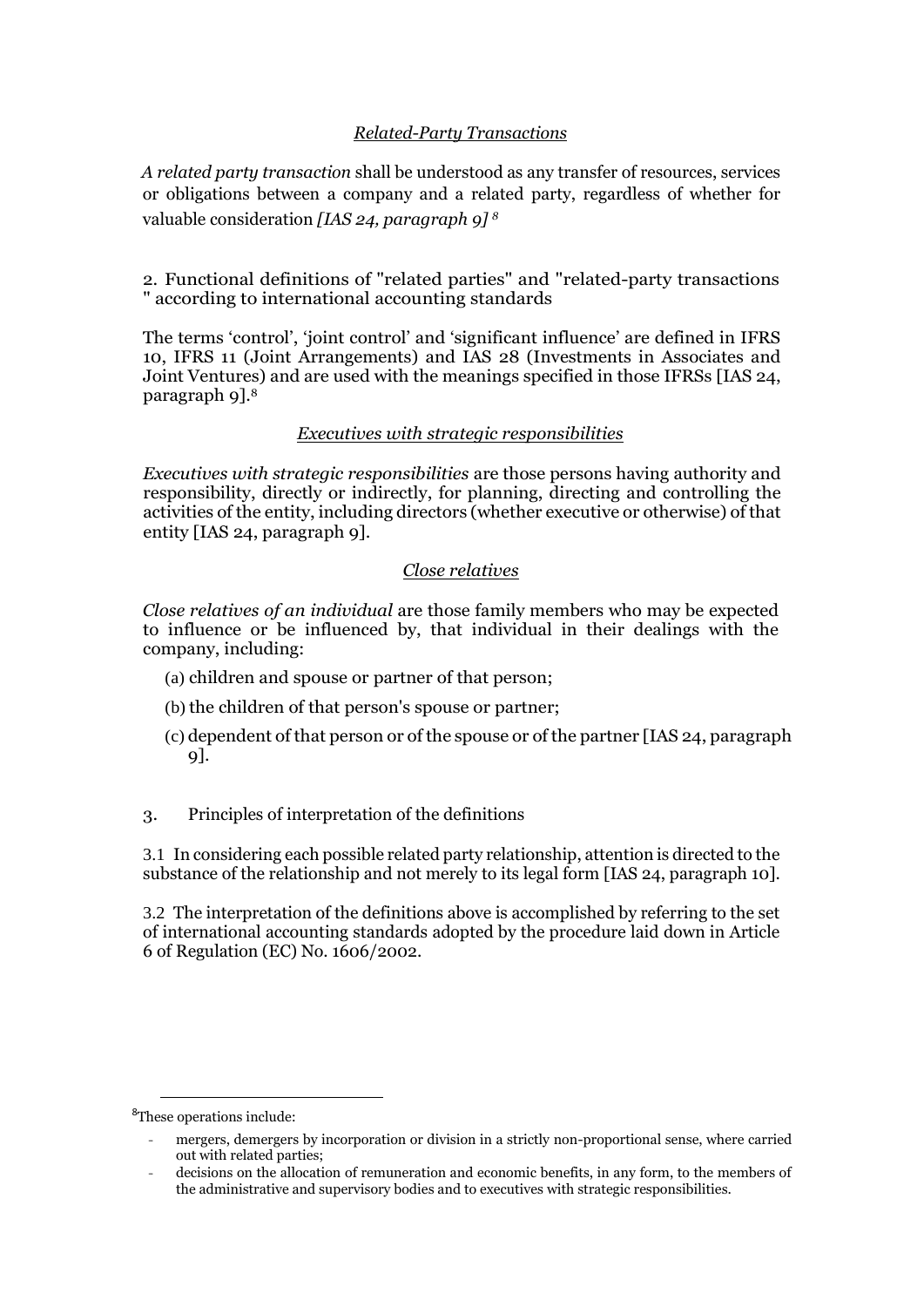*Related-Party Transactions*

*A related party transaction* shall be understood as any transfer of resources, services or obligations between a company and a related party, regardless of whether for valuable consideration *[IAS 24, paragraph 9]* [8]

2. Functional definitions of "related parties" and "related-party transactions " according to international accounting standards

The terms 'control', 'joint control' and 'significant influence' are defined in IFRS 10, IFRS 11 (Joint Arrangements) and IAS 28 (Investments in Associates and Joint Ventures) and are used with the meanings specified in those IFRSs [IAS 24, paragraph 9].[8]

*Executives with strategic responsibilities*

*Executives with strategic responsibilities* are those persons having authority and responsibility, directly or indirectly, for planning, directing and controlling the activities of the entity, including directors (whether executive or otherwise) of that entity [IAS 24, paragraph 9].

*Close relatives*

*Close relatives of an individual* are those family members who may be expected to influence or be influenced by, that individual in their dealings with the company, including:

(a) children and spouse or partner of that person;

(b) the children of that person's spouse or partner;

(c) dependent of that person or of the spouse or of the partner [IAS 24, paragraph 9].

3. Principles of interpretation of the definitions

3.1 In considering each possible related party relationship, attention is directed to the substance of the relationship and not merely to its legal form [IAS 24, paragraph 10].

3.2 The interpretation of the definitions above is accomplished by referring to the set of international accounting standards adopted by the procedure laid down in Article 6 of Regulation (EC) No. 1606/2002.

---

[8] These operations include:

- mergers, demergers by incorporation or division in a strictly non-proportional sense, where carried out with related parties;
- decisions on the allocation of remuneration and economic benefits, in any form, to the members of the administrative and supervisory bodies and to executives with strategic responsibilities.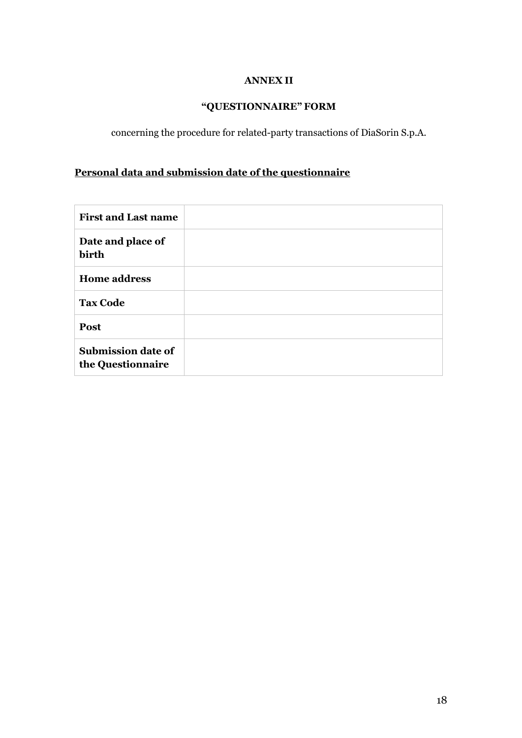**ANNEX II**

**"QUESTIONNAIRE" FORM**

concerning the procedure for related-party transactions of DiaSorin S.p.A.

**Personal data and submission date of the questionnaire**

| | |
|---|---|
| **First and Last name** | |
| **Date and place of birth** | |
| **Home address** | |
| **Tax Code** | |
| **Post** | |
| **Submission date of the Questionnaire** | |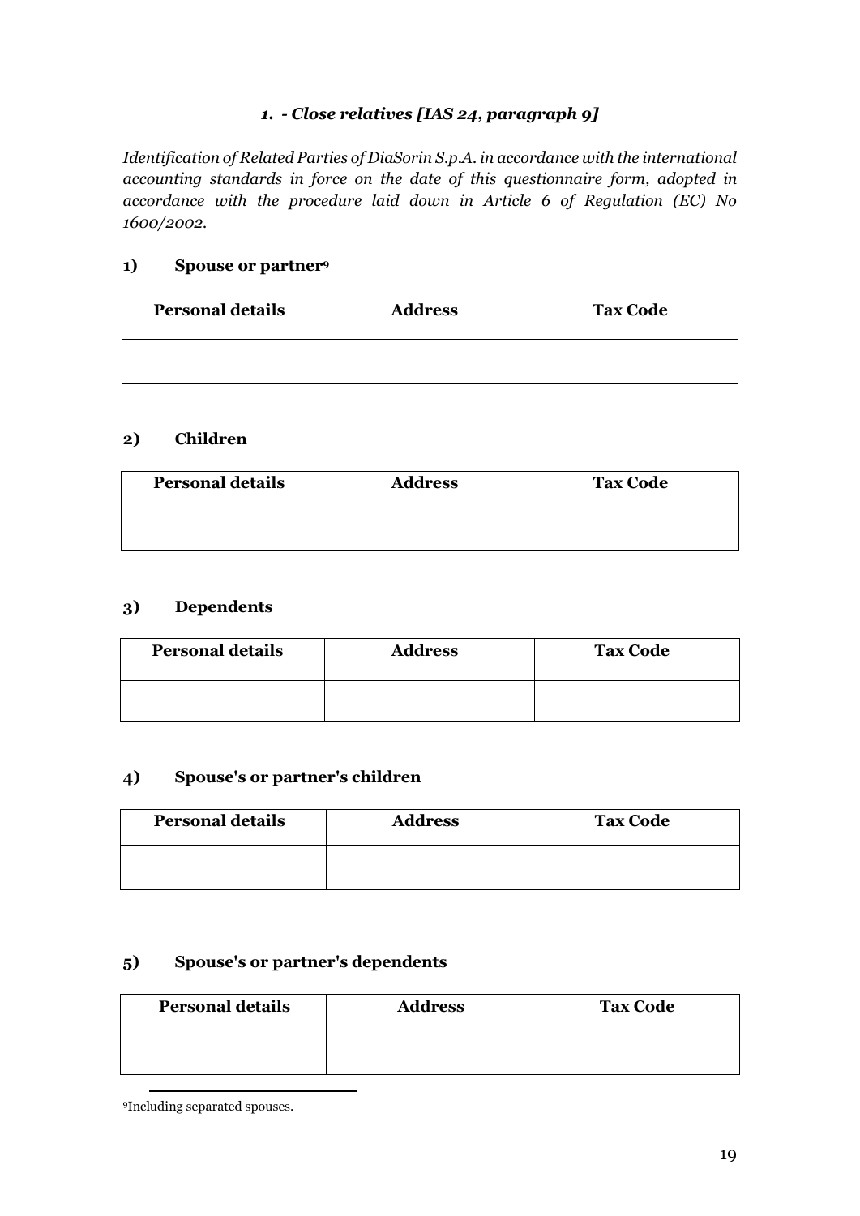### *1. - Close relatives [IAS 24, paragraph 9]*

*Identification of Related Parties of DiaSorin S.p.A. in accordance with the international accounting standards in force on the date of this questionnaire form, adopted in accordance with the procedure laid down in Article 6 of Regulation (EC) No 1600/2002.*

#### 1) Spouse or partner[9]

| Personal details | Address | Tax Code |
| --- | --- | --- |
| | | |

#### 2) Children

| Personal details | Address | Tax Code |
| --- | --- | --- |
| | | |

#### 3) Dependents

| Personal details | Address | Tax Code |
| --- | --- | --- |
| | | |

#### 4) Spouse's or partner's children

| Personal details | Address | Tax Code |
| --- | --- | --- |
| | | |

#### 5) Spouse's or partner's dependents

| Personal details | Address | Tax Code |
| --- | --- | --- |
| | | |

[9] Including separated spouses.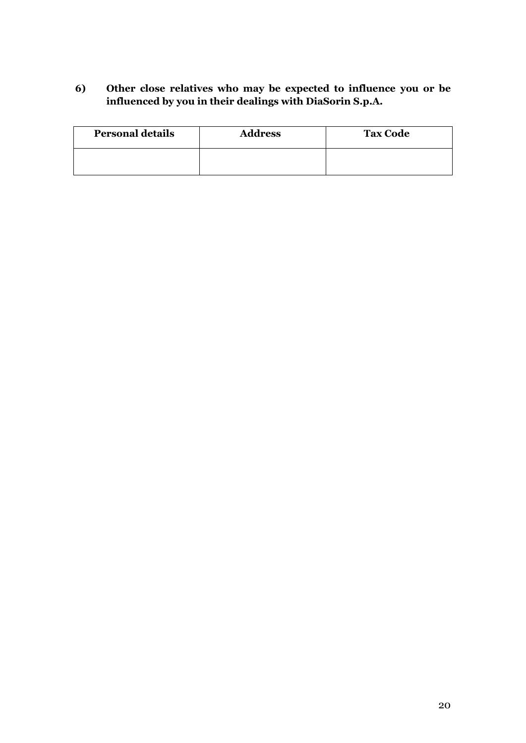**6) Other close relatives who may be expected to influence you or be influenced by you in their dealings with DiaSorin S.p.A.**

| Personal details | Address | Tax Code |
| --- | --- | --- |
| | | |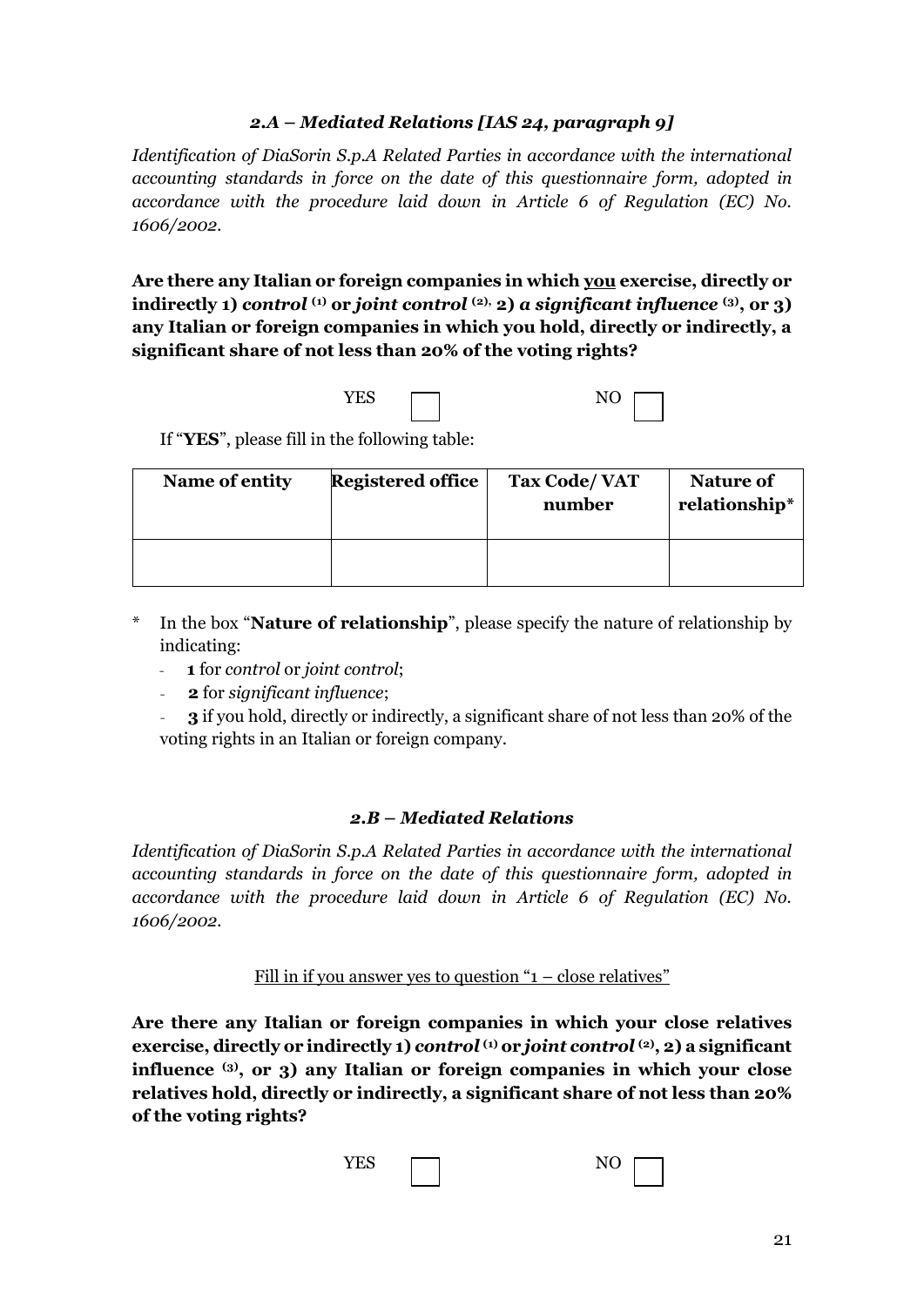### *2.A – Mediated Relations [IAS 24, paragraph 9]*

*Identification of DiaSorin S.p.A Related Parties in accordance with the international accounting standards in force on the date of this questionnaire form, adopted in accordance with the procedure laid down in Article 6 of Regulation (EC) No. 1606/2002.*

**Are there any Italian or foreign companies in which <u>you</u> exercise, directly or indirectly 1) *control* (1) or *joint control* (2), 2) *a significant influence* (3), or 3) any Italian or foreign companies in which you hold, directly or indirectly, a significant share of not less than 20% of the voting rights?**

YES ☐ NO ☐

If "**YES**", please fill in the following table:

| Name of entity | Registered office | Tax Code/ VAT number | Nature of relationship* |
|---|---|---|---|
| | | | |

\* In the box "**Nature of relationship**", please specify the nature of relationship by indicating:

- **1** for *control* or *joint control*;
- **2** for *significant influence*;
- **3** if you hold, directly or indirectly, a significant share of not less than 20% of the voting rights in an Italian or foreign company.

### *2.B – Mediated Relations*

*Identification of DiaSorin S.p.A Related Parties in accordance with the international accounting standards in force on the date of this questionnaire form, adopted in accordance with the procedure laid down in Article 6 of Regulation (EC) No. 1606/2002.*

<u>Fill in if you answer yes to question "1 – close relatives"</u>

**Are there any Italian or foreign companies in which your close relatives exercise, directly or indirectly 1) *control* (1) or *joint control* (2), 2) a significant influence (3), or 3) any Italian or foreign companies in which your close relatives hold, directly or indirectly, a significant share of not less than 20% of the voting rights?**

YES ☐ NO ☐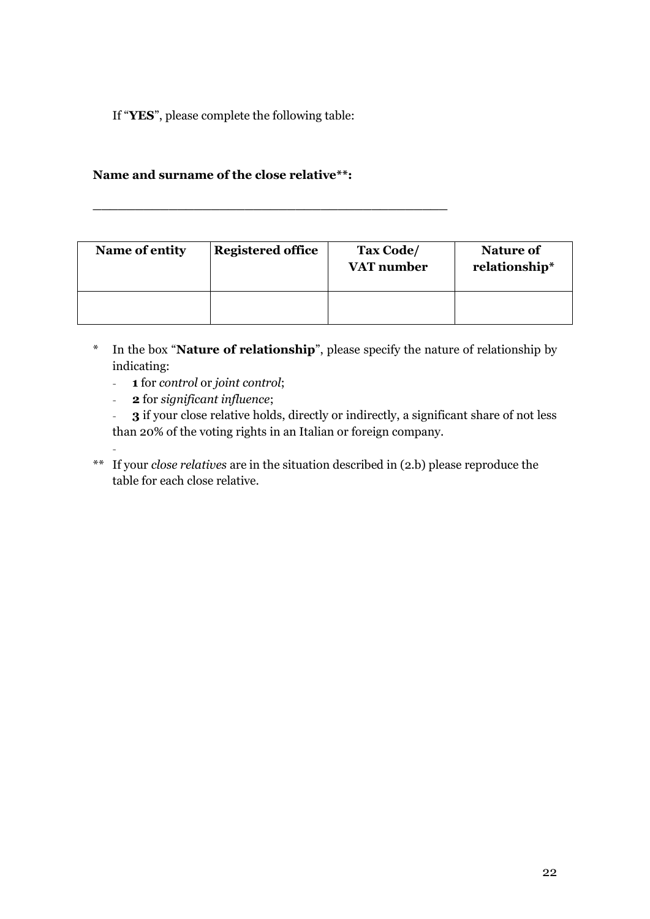If "**YES**", please complete the following table:

**Name and surname of the close relative**:**

_____________________________________________

| **Name of entity** | **Registered office** | **Tax Code/ VAT number** | **Nature of relationship*** |
|---|---|---|---|
| | | | |

\* In the box "**Nature of relationship**", please specify the nature of relationship by indicating:

- **1** for *control* or *joint control*;
- **2** for *significant influence*;
- **3** if your close relative holds, directly or indirectly, a significant share of not less than 20% of the voting rights in an Italian or foreign company.
-

** If your *close relatives* are in the situation described in (2.b) please reproduce the table for each close relative.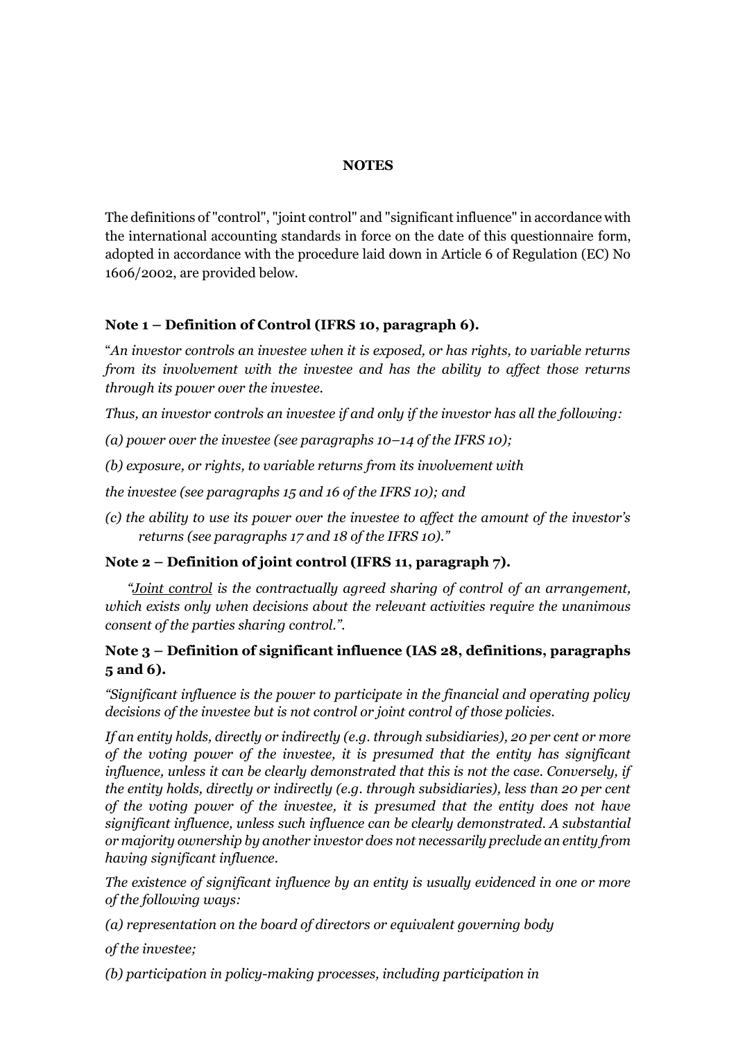**NOTES**

The definitions of "control", "joint control" and "significant influence" in accordance with the international accounting standards in force on the date of this questionnaire form, adopted in accordance with the procedure laid down in Article 6 of Regulation (EC) No 1606/2002, are provided below.

**Note 1 – Definition of Control (IFRS 10, paragraph 6).**

"*An investor controls an investee when it is exposed, or has rights, to variable returns from its involvement with the investee and has the ability to affect those returns through its power over the investee.*

*Thus, an investor controls an investee if and only if the investor has all the following:*

*(a) power over the investee (see paragraphs 10–14 of the IFRS 10);*

*(b) exposure, or rights, to variable returns from its involvement with*

*the investee (see paragraphs 15 and 16 of the IFRS 10); and*

*(c) the ability to use its power over the investee to affect the amount of the investor's returns (see paragraphs 17 and 18 of the IFRS 10).*"

**Note 2 – Definition of joint control (IFRS 11, paragraph 7).**

*"Joint control is the contractually agreed sharing of control of an arrangement, which exists only when decisions about the relevant activities require the unanimous consent of the parties sharing control.".*

**Note 3 – Definition of significant influence (IAS 28, definitions, paragraphs 5 and 6).**

*"Significant influence is the power to participate in the financial and operating policy decisions of the investee but is not control or joint control of those policies.*

*If an entity holds, directly or indirectly (e.g. through subsidiaries), 20 per cent or more of the voting power of the investee, it is presumed that the entity has significant influence, unless it can be clearly demonstrated that this is not the case. Conversely, if the entity holds, directly or indirectly (e.g. through subsidiaries), less than 20 per cent of the voting power of the investee, it is presumed that the entity does not have significant influence, unless such influence can be clearly demonstrated. A substantial or majority ownership by another investor does not necessarily preclude an entity from having significant influence.*

*The existence of significant influence by an entity is usually evidenced in one or more of the following ways:*

*(a) representation on the board of directors or equivalent governing body*

*of the investee;*

*(b) participation in policy-making processes, including participation in*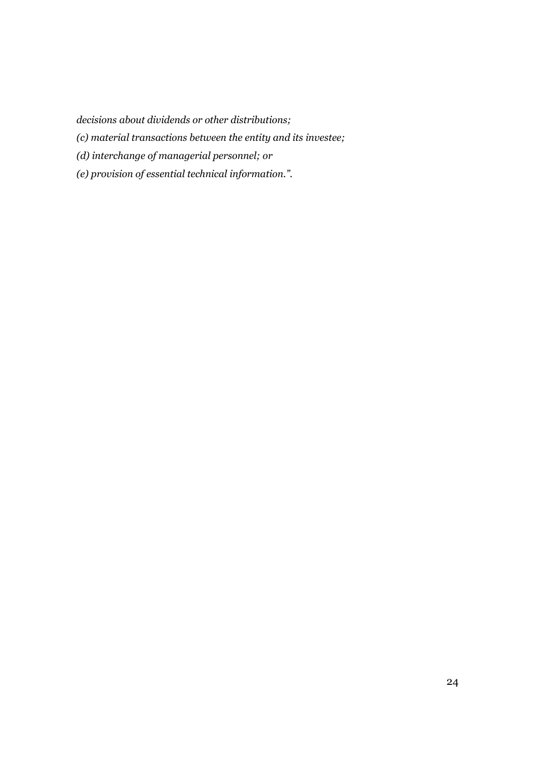*decisions about dividends or other distributions;*

*(c) material transactions between the entity and its investee;*

*(d) interchange of managerial personnel; or*

*(e) provision of essential technical information.”.*